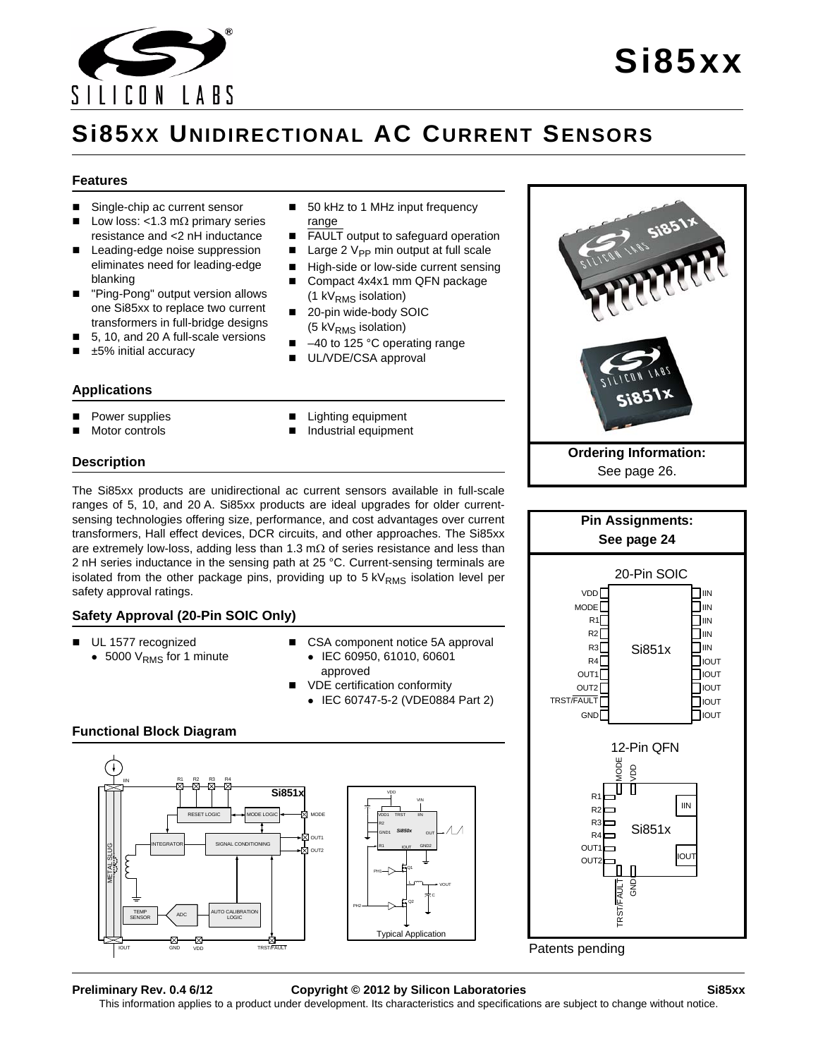# Si85xx

## Si85xx Unidirectional AC Current Sensors

### Features

- Single-chip ac current sensor
- Low loss: <1.3 mΩ primary series resistance and <2 nH inductance
- Leading-edge noise suppression eliminates need for leading-edge blanking
- "Ping-Pong" output version allows one Si85xx to replace two current transformers in full-bridge designs
- 5, 10, and 20 A full-scale versions
- ±5% initial accuracy
- 50 kHz to 1 MHz input frequency range
- FAULT output to safeguard operation
- Large 2 $V_{PP}$ min output at full scale
- High-side or low-side current sensing
- Compact 4x4x1 mm QFN package (1 $kV_{RMS}$ isolation)
- 20-pin wide-body SOIC (5 $kV_{RMS}$ isolation)
- –40 to 125 °C operating range
- UL/VDE/CSA approval

### Applications

- Power supplies
- Motor controls
- Lighting equipment
- Industrial equipment

### Description

The Si85xx products are unidirectional ac current sensors available in full-scale ranges of 5, 10, and 20 A. Si85xx products are ideal upgrades for older current-sensing technologies offering size, performance, and cost advantages over current transformers, Hall effect devices, DCR circuits, and other approaches. The Si85xx are extremely low-loss, adding less than 1.3 mΩ of series resistance and less than 2 nH series inductance in the sensing path at 25 °C. Current-sensing terminals are isolated from the other package pins, providing up to 5 $kV_{RMS}$ isolation level per safety approval ratings.

### Safety Approval (20-Pin SOIC Only)

- UL 1577 recognized
  - 5000 $V_{RMS}$ for 1 minute
- CSA component notice 5A approval
  - IEC 60950, 61010, 60601 approved
- VDE certification conformity
  - IEC 60747-5-2 (VDE0884 Part 2)

### Functional Block Diagram

Typical Application

**Ordering Information:**
See page 26.

**Pin Assignments:**
**See page 24**

20-Pin SOIC

12-Pin QFN

Patents pending

Preliminary Rev. 0.4 6/12 — Copyright © 2012 by Silicon Laboratories — Si85xx

This information applies to a product under development. Its characteristics and specifications are subject to change without notice.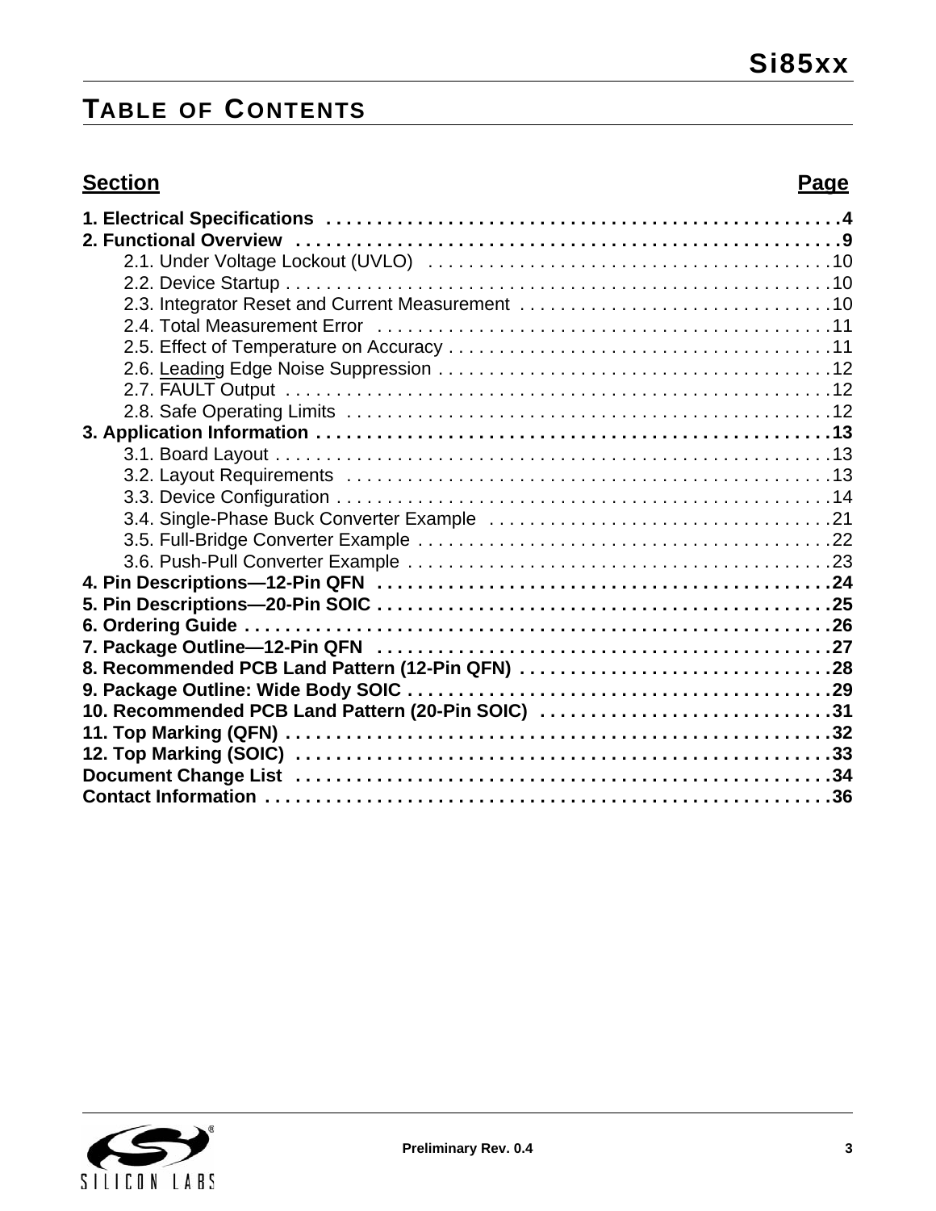# Table of Contents

| Section | Page |
|---|---|
| **1. Electrical Specifications** | **4** |
| **2. Functional Overview** | **9** |
| 2.1. Under Voltage Lockout (UVLO) | 10 |
| 2.2. Device Startup | 10 |
| 2.3. Integrator Reset and Current Measurement | 10 |
| 2.4. Total Measurement Error | 11 |
| 2.5. Effect of Temperature on Accuracy | 11 |
| 2.6. Leading Edge Noise Suppression | 12 |
| 2.7. FAULT Output | 12 |
| 2.8. Safe Operating Limits | 12 |
| **3. Application Information** | **13** |
| 3.1. Board Layout | 13 |
| 3.2. Layout Requirements | 13 |
| 3.3. Device Configuration | 14 |
| 3.4. Single-Phase Buck Converter Example | 21 |
| 3.5. Full-Bridge Converter Example | 22 |
| 3.6. Push-Pull Converter Example | 23 |
| **4. Pin Descriptions—12-Pin QFN** | **24** |
| **5. Pin Descriptions—20-Pin SOIC** | **25** |
| **6. Ordering Guide** | **26** |
| **7. Package Outline—12-Pin QFN** | **27** |
| **8. Recommended PCB Land Pattern (12-Pin QFN)** | **28** |
| **9. Package Outline: Wide Body SOIC** | **29** |
| **10. Recommended PCB Land Pattern (20-Pin SOIC)** | **31** |
| **11. Top Marking (QFN)** | **32** |
| **12. Top Marking (SOIC)** | **33** |
| **Document Change List** | **34** |
| **Contact Information** | **36** |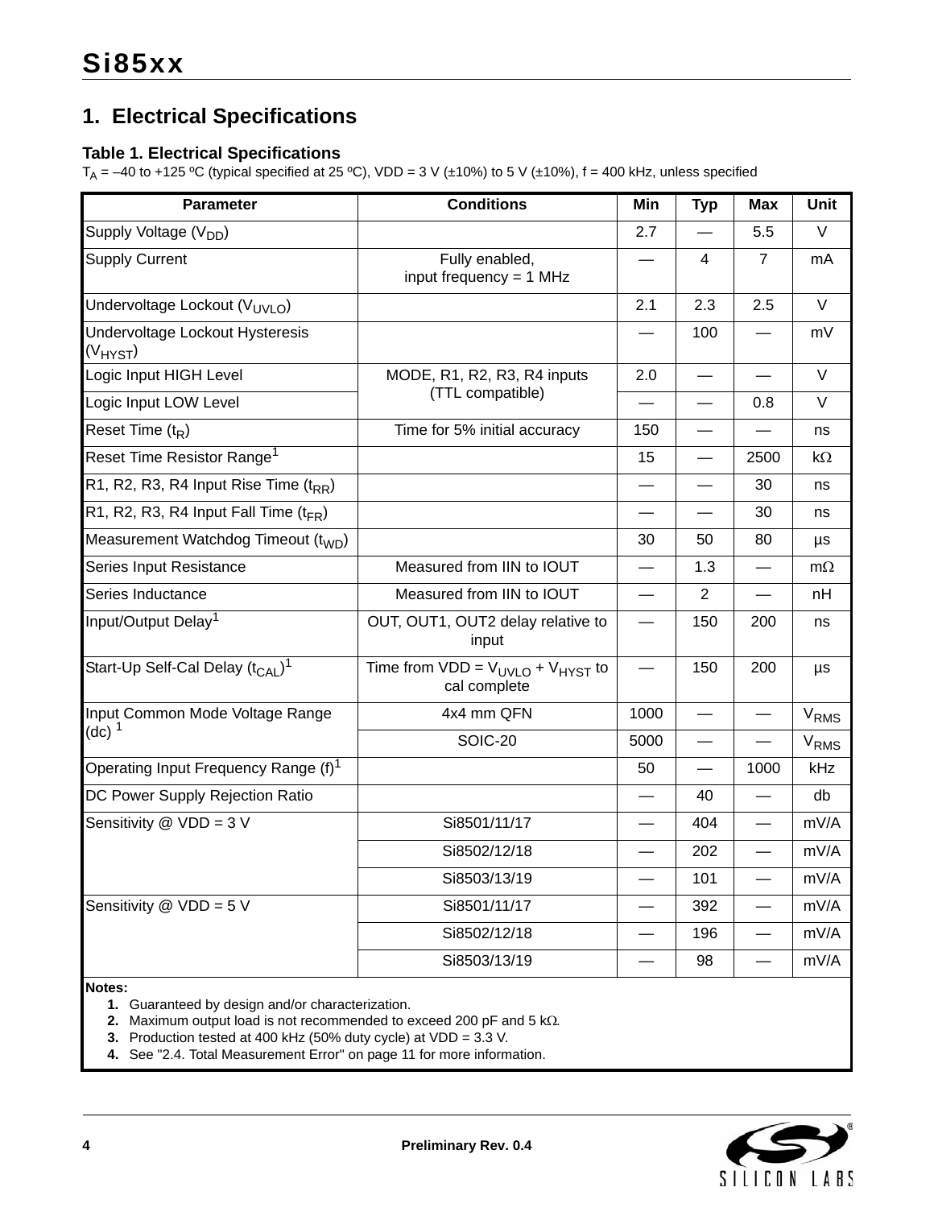## 1. Electrical Specifications

### Table 1. Electrical Specifications

$T_A$ = –40 to +125 ºC (typical specified at 25 ºC), VDD = 3 V (±10%) to 5 V (±10%), f = 400 kHz, unless specified

| Parameter | Conditions | Min | Typ | Max | Unit |
|---|---|---|---|---|---|
| Supply Voltage ($V_{DD}$) | | 2.7 | — | 5.5 | V |
| Supply Current | Fully enabled, input frequency = 1 MHz | — | 4 | 7 | mA |
| Undervoltage Lockout ($V_{UVLO}$) | | 2.1 | 2.3 | 2.5 | V |
| Undervoltage Lockout Hysteresis ($V_{HYST}$) | | — | 100 | — | mV |
| Logic Input HIGH Level | MODE, R1, R2, R3, R4 inputs (TTL compatible) | 2.0 | — | — | V |
| Logic Input LOW Level | | — | — | 0.8 | V |
| Reset Time ($t_R$) | Time for 5% initial accuracy | 150 | — | — | ns |
| Reset Time Resistor Range[1] | | 15 | — | 2500 | kΩ |
| R1, R2, R3, R4 Input Rise Time ($t_{RR}$) | | — | — | 30 | ns |
| R1, R2, R3, R4 Input Fall Time ($t_{FR}$) | | — | — | 30 | ns |
| Measurement Watchdog Timeout ($t_{WD}$) | | 30 | 50 | 80 | µs |
| Series Input Resistance | Measured from IIN to IOUT | — | 1.3 | — | mΩ |
| Series Inductance | Measured from IIN to IOUT | — | 2 | — | nH |
| Input/Output Delay[1] | OUT, OUT1, OUT2 delay relative to input | — | 150 | 200 | ns |
| Start-Up Self-Cal Delay ($t_{CAL}$)[1] | Time from VDD = $V_{UVLO}$ + $V_{HYST}$ to cal complete | — | 150 | 200 | µs |
| Input Common Mode Voltage Range (dc) [1] | 4x4 mm QFN | 1000 | — | — | $V_{RMS}$ |
| | SOIC-20 | 5000 | — | — | $V_{RMS}$ |
| Operating Input Frequency Range (f)[1] | | 50 | — | 1000 | kHz |
| DC Power Supply Rejection Ratio | | — | 40 | — | db |
| Sensitivity @ VDD = 3 V | Si8501/11/17 | — | 404 | — | mV/A |
| | Si8502/12/18 | — | 202 | — | mV/A |
| | Si8503/13/19 | — | 101 | — | mV/A |
| Sensitivity @ VDD = 5 V | Si8501/11/17 | — | 392 | — | mV/A |
| | Si8502/12/18 | — | 196 | — | mV/A |
| | Si8503/13/19 | — | 98 | — | mV/A |

**Notes:**

1. Guaranteed by design and/or characterization.
2. Maximum output load is not recommended to exceed 200 pF and 5 kΩ.
3. Production tested at 400 kHz (50% duty cycle) at VDD = 3.3 V.
4. See "2.4. Total Measurement Error" on page 11 for more information.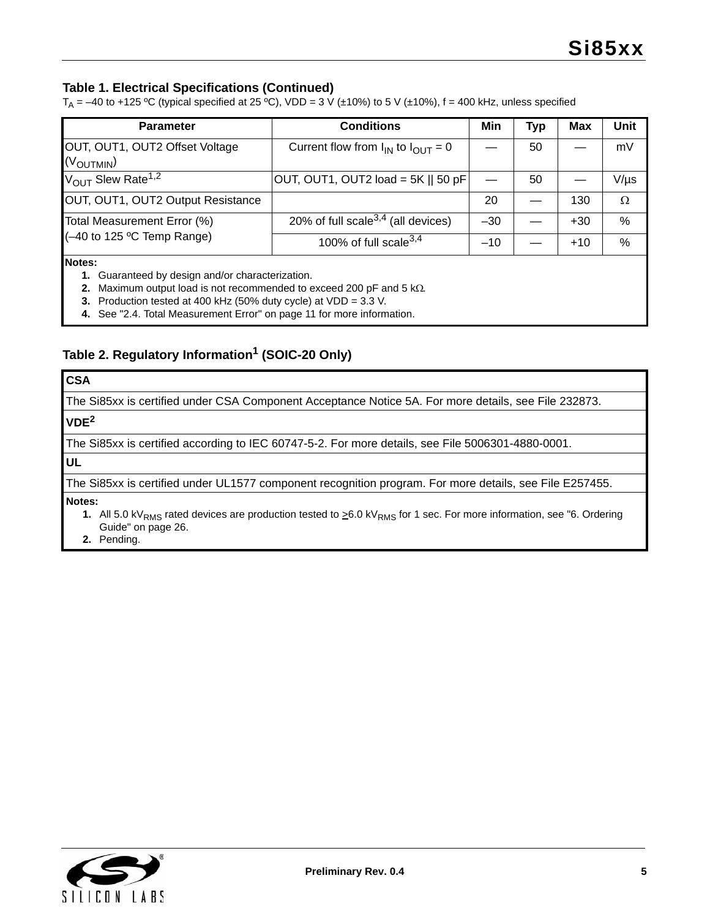### Table 1. Electrical Specifications (Continued)

$T_A$ = –40 to +125 ºC (typical specified at 25 ºC), VDD = 3 V (±10%) to 5 V (±10%), f = 400 kHz, unless specified

| Parameter | Conditions | Min | Typ | Max | Unit |
|---|---|---|---|---|---|
| OUT, OUT1, OUT2 Offset Voltage ($V_{OUTMIN}$) | Current flow from $I_{IN}$ to $I_{OUT}$ = 0 | — | 50 | — | mV |
| $V_{OUT}$ Slew Rate[1,2] | OUT, OUT1, OUT2 load = 5K \|\| 50 pF | — | 50 | — | V/µs |
| OUT, OUT1, OUT2 Output Resistance | | 20 | — | 130 | Ω |
| Total Measurement Error (%) (–40 to 125 ºC Temp Range) | 20% of full scale[3,4] (all devices) | –30 | — | +30 | % |
| | 100% of full scale[3,4] | –10 | — | +10 | % |

**Notes:**
1. Guaranteed by design and/or characterization.
2. Maximum output load is not recommended to exceed 200 pF and 5 kΩ.
3. Production tested at 400 kHz (50% duty cycle) at VDD = 3.3 V.
4. See "2.4. Total Measurement Error" on page 11 for more information.

### Table 2. Regulatory Information[1] (SOIC-20 Only)

**CSA**

The Si85xx is certified under CSA Component Acceptance Notice 5A. For more details, see File 232873.

**VDE[2]**

The Si85xx is certified according to IEC 60747-5-2. For more details, see File 5006301-4880-0001.

**UL**

The Si85xx is certified under UL1577 component recognition program. For more details, see File E257455.

**Notes:**
1. All 5.0 $kV_{RMS}$ rated devices are production tested to ≥6.0 $kV_{RMS}$ for 1 sec. For more information, see "6. Ordering Guide" on page 26.
2. Pending.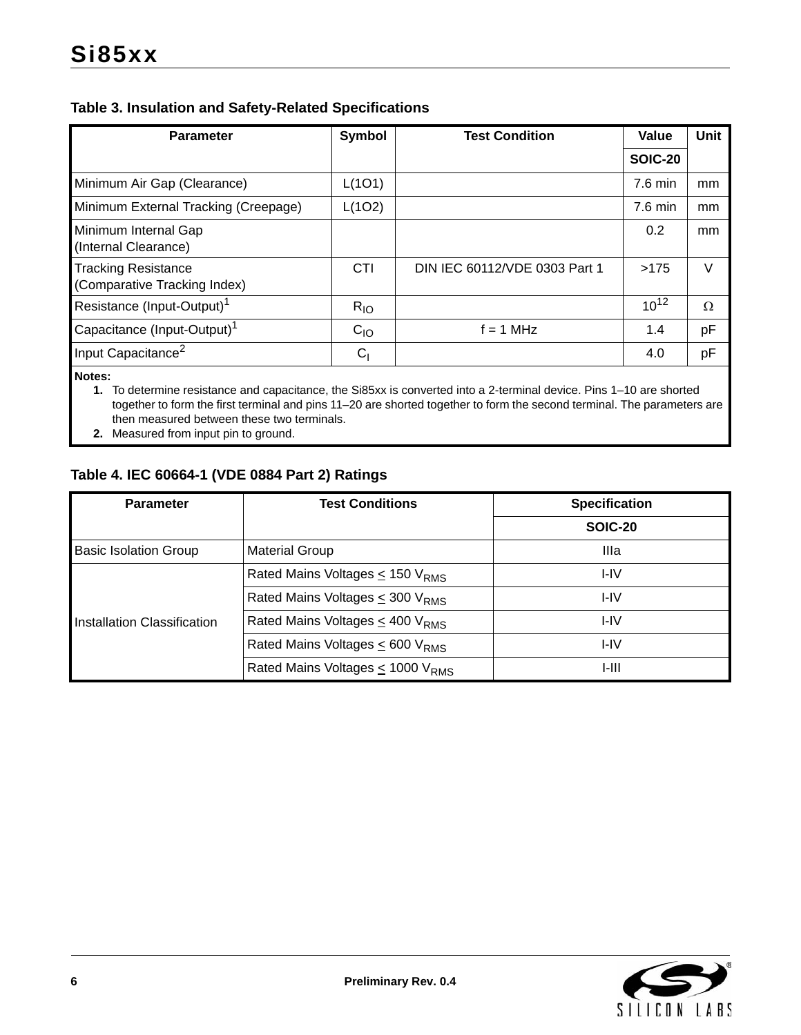**Table 3. Insulation and Safety-Related Specifications**

| Parameter | Symbol | Test Condition | Value | Unit |
|---|---|---|---|---|
| | | | SOIC-20 | |
| Minimum Air Gap (Clearance) | L(1O1) | | 7.6 min | mm |
| Minimum External Tracking (Creepage) | L(1O2) | | 7.6 min | mm |
| Minimum Internal Gap (Internal Clearance) | | | 0.2 | mm |
| Tracking Resistance (Comparative Tracking Index) | CTI | DIN IEC 60112/VDE 0303 Part 1 | >175 | V |
| Resistance (Input-Output)[1] | $R_{IO}$ | | $10^{12}$ | $\Omega$ |
| Capacitance (Input-Output)[1] | $C_{IO}$ | f = 1 MHz | 1.4 | pF |
| Input Capacitance[2] | $C_I$ | | 4.0 | pF |

**Notes:**

1. To determine resistance and capacitance, the Si85xx is converted into a 2-terminal device. Pins 1–10 are shorted together to form the first terminal and pins 11–20 are shorted together to form the second terminal. The parameters are then measured between these two terminals.
2. Measured from input pin to ground.

**Table 4. IEC 60664-1 (VDE 0884 Part 2) Ratings**

| Parameter | Test Conditions | Specification |
|---|---|---|
| | | SOIC-20 |
| Basic Isolation Group | Material Group | IIIa |
| Installation Classification | Rated Mains Voltages $\leq$ 150 $V_{RMS}$ | I-IV |
| | Rated Mains Voltages $\leq$ 300 $V_{RMS}$ | I-IV |
| | Rated Mains Voltages $\leq$ 400 $V_{RMS}$ | I-IV |
| | Rated Mains Voltages $\leq$ 600 $V_{RMS}$ | I-IV |
| | Rated Mains Voltages $\leq$ 1000 $V_{RMS}$ | I-III |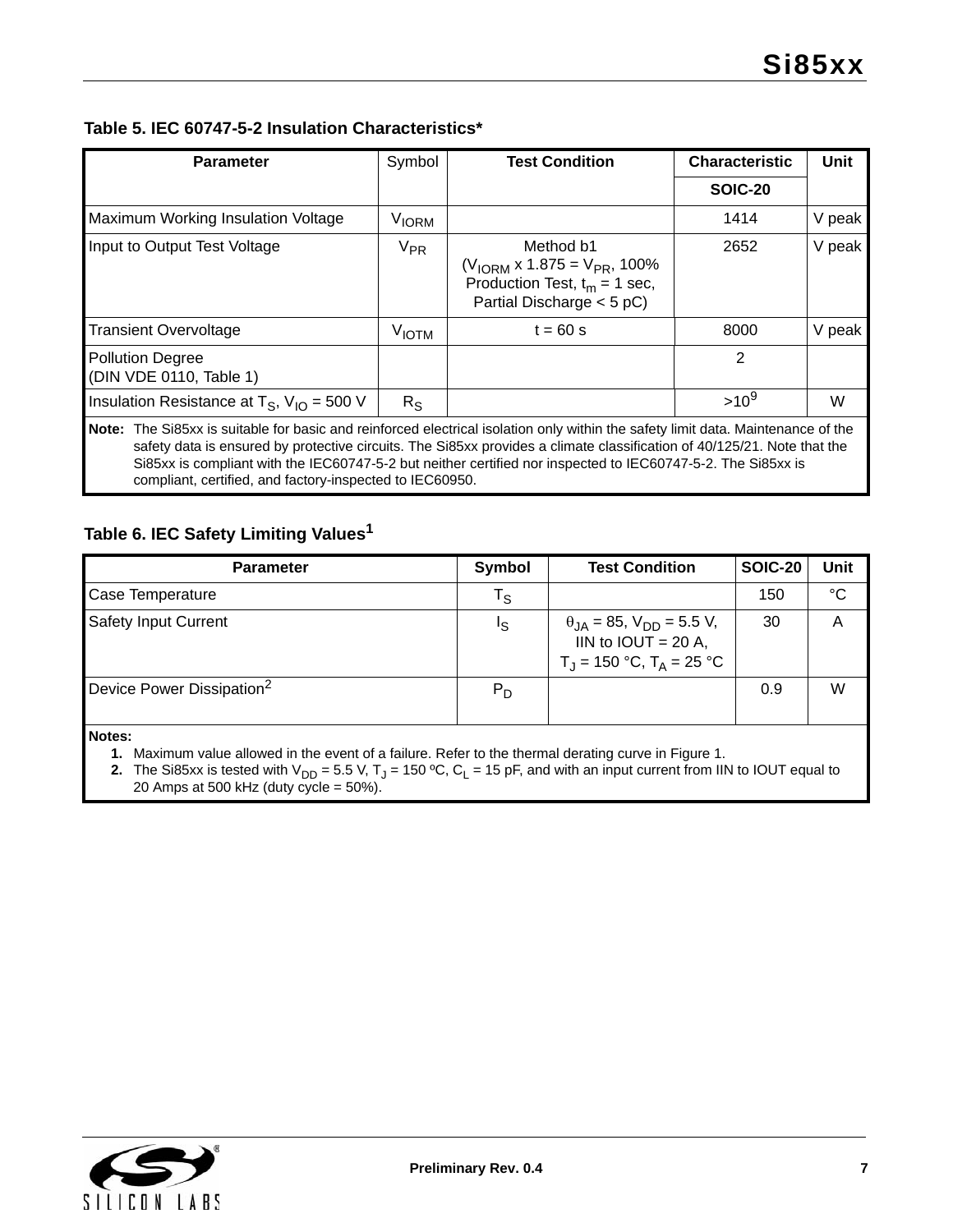**Table 5. IEC 60747-5-2 Insulation Characteristics***

| Parameter | Symbol | Test Condition | Characteristic | Unit |
|---|---|---|---|---|
| | | | SOIC-20 | |
| Maximum Working Insulation Voltage | $V_{IORM}$ | | 1414 | V peak |
| Input to Output Test Voltage | $V_{PR}$ | Method b1 ($V_{IORM}$ x 1.875 = $V_{PR}$, 100% Production Test, $t_m$ = 1 sec, Partial Discharge < 5 pC) | 2652 | V peak |
| Transient Overvoltage | $V_{IOTM}$ | t = 60 s | 8000 | V peak |
| Pollution Degree (DIN VDE 0110, Table 1) | | | 2 | |
| Insulation Resistance at $T_S$, $V_{IO}$ = 500 V | $R_S$ | | $>10^9$ | W |

**Note:** The Si85xx is suitable for basic and reinforced electrical isolation only within the safety limit data. Maintenance of the safety data is ensured by protective circuits. The Si85xx provides a climate classification of 40/125/21. Note that the Si85xx is compliant with the IEC60747-5-2 but neither certified nor inspected to IEC60747-5-2. The Si85xx is compliant, certified, and factory-inspected to IEC60950.

**Table 6. IEC Safety Limiting Values[1]**

| Parameter | Symbol | Test Condition | SOIC-20 | Unit |
|---|---|---|---|---|
| Case Temperature | $T_S$ | | 150 | °C |
| Safety Input Current | $I_S$ | $\theta_{JA}$ = 85, $V_{DD}$ = 5.5 V, IIN to IOUT = 20 A, $T_J$ = 150 °C, $T_A$ = 25 °C | 30 | A |
| Device Power Dissipation[2] | $P_D$ | | 0.9 | W |

**Notes:**
1. Maximum value allowed in the event of a failure. Refer to the thermal derating curve in Figure 1.
2. The Si85xx is tested with $V_{DD}$ = 5.5 V, $T_J$ = 150 ºC, $C_L$ = 15 pF, and with an input current from IIN to IOUT equal to 20 Amps at 500 kHz (duty cycle = 50%).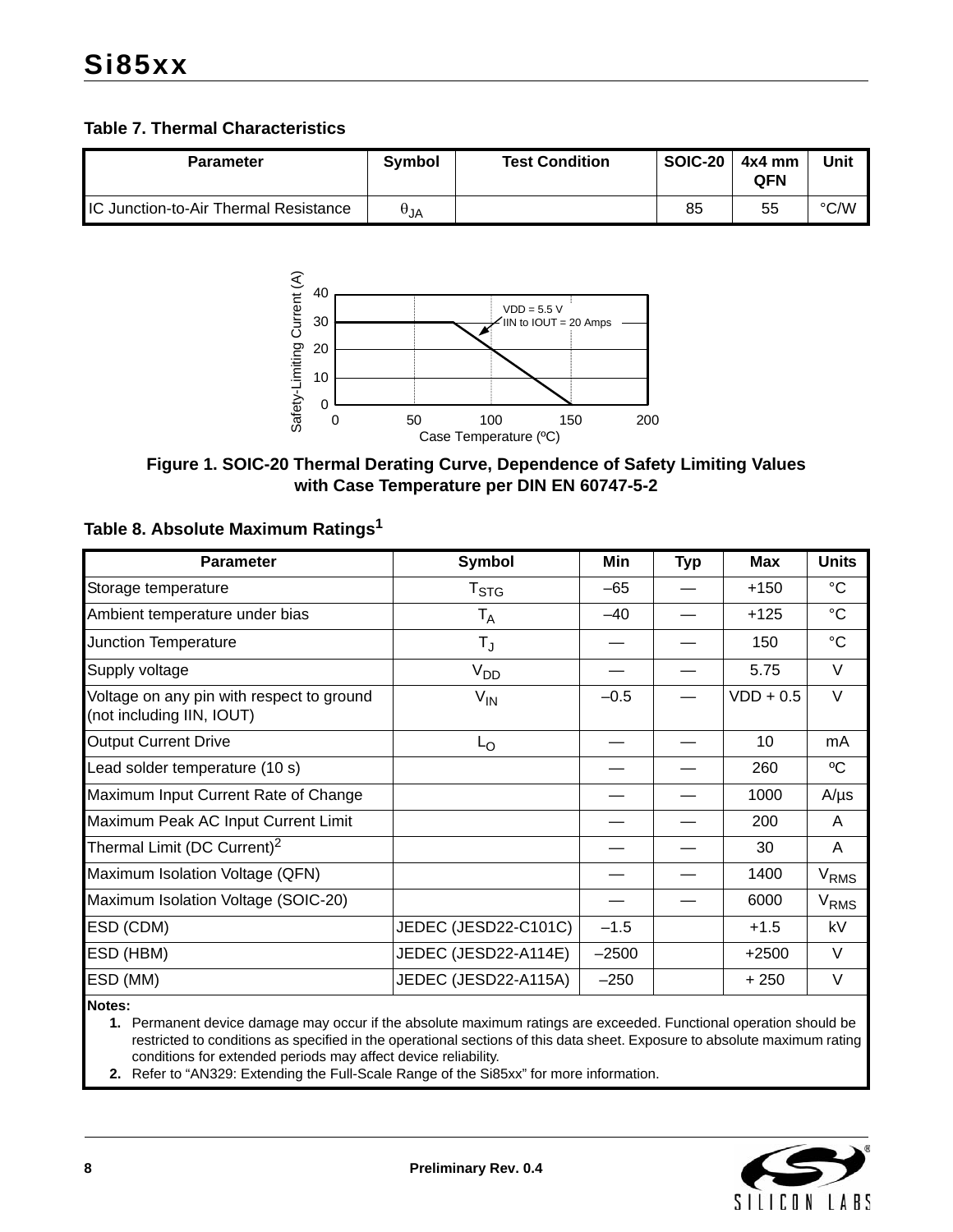**Table 7. Thermal Characteristics**

| Parameter | Symbol | Test Condition | SOIC-20 | 4x4 mm QFN | Unit |
|---|---|---|---|---|---|
| IC Junction-to-Air Thermal Resistance | $\theta_{JA}$ | | 85 | 55 | °C/W |

**Figure 1. SOIC-20 Thermal Derating Curve, Dependence of Safety Limiting Values with Case Temperature per DIN EN 60747-5-2**

**Table 8. Absolute Maximum Ratings[1]**

| Parameter | Symbol | Min | Typ | Max | Units |
|---|---|---|---|---|---|
| Storage temperature | $T_{STG}$ | –65 | — | +150 | °C |
| Ambient temperature under bias | $T_A$ | –40 | — | +125 | °C |
| Junction Temperature | $T_J$ | — | — | 150 | °C |
| Supply voltage | $V_{DD}$ | — | — | 5.75 | V |
| Voltage on any pin with respect to ground (not including IIN, IOUT) | $V_{IN}$ | –0.5 | — | VDD + 0.5 | V |
| Output Current Drive | $L_O$ | — | — | 10 | mA |
| Lead solder temperature (10 s) | | — | — | 260 | ºC |
| Maximum Input Current Rate of Change | | — | — | 1000 | A/µs |
| Maximum Peak AC Input Current Limit | | — | — | 200 | A |
| Thermal Limit (DC Current)[2] | | — | — | 30 | A |
| Maximum Isolation Voltage (QFN) | | — | — | 1400 | $V_{RMS}$ |
| Maximum Isolation Voltage (SOIC-20) | | — | — | 6000 | $V_{RMS}$ |
| ESD (CDM) | JEDEC (JESD22-C101C) | –1.5 | | +1.5 | kV |
| ESD (HBM) | JEDEC (JESD22-A114E) | –2500 | | +2500 | V |
| ESD (MM) | JEDEC (JESD22-A115A) | –250 | | + 250 | V |

**Notes:**

1. Permanent device damage may occur if the absolute maximum ratings are exceeded. Functional operation should be restricted to conditions as specified in the operational sections of this data sheet. Exposure to absolute maximum rating conditions for extended periods may affect device reliability.
2. Refer to "AN329: Extending the Full-Scale Range of the Si85xx" for more information.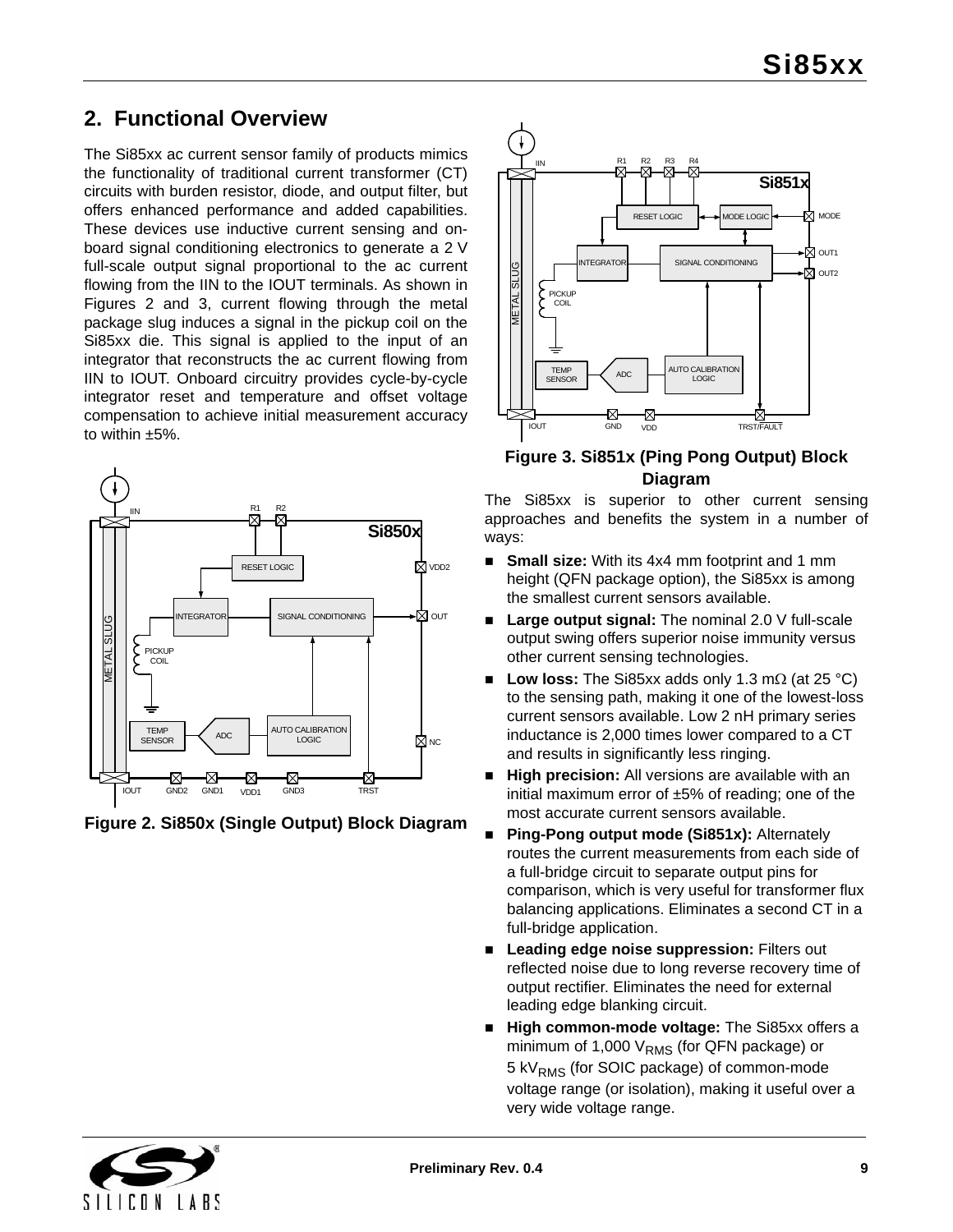## 2. Functional Overview

The Si85xx ac current sensor family of products mimics the functionality of traditional current transformer (CT) circuits with burden resistor, diode, and output filter, but offers enhanced performance and added capabilities. These devices use inductive current sensing and on-board signal conditioning electronics to generate a 2 V full-scale output signal proportional to the ac current flowing from the IIN to the IOUT terminals. As shown in Figures 2 and 3, current flowing through the metal package slug induces a signal in the pickup coil on the Si85xx die. This signal is applied to the input of an integrator that reconstructs the ac current flowing from IIN to IOUT. Onboard circuitry provides cycle-by-cycle integrator reset and temperature and offset voltage compensation to achieve initial measurement accuracy to within ±5%.

**Figure 2. Si850x (Single Output) Block Diagram**

**Figure 3. Si851x (Ping Pong Output) Block Diagram**

The Si85xx is superior to other current sensing approaches and benefits the system in a number of ways:

- **Small size:** With its 4x4 mm footprint and 1 mm height (QFN package option), the Si85xx is among the smallest current sensors available.
- **Large output signal:** The nominal 2.0 V full-scale output swing offers superior noise immunity versus other current sensing technologies.
- **Low loss:** The Si85xx adds only 1.3 mΩ (at 25 °C) to the sensing path, making it one of the lowest-loss current sensors available. Low 2 nH primary series inductance is 2,000 times lower compared to a CT and results in significantly less ringing.
- **High precision:** All versions are available with an initial maximum error of ±5% of reading; one of the most accurate current sensors available.
- **Ping-Pong output mode (Si851x):** Alternately routes the current measurements from each side of a full-bridge circuit to separate output pins for comparison, which is very useful for transformer flux balancing applications. Eliminates a second CT in a full-bridge application.
- **Leading edge noise suppression:** Filters out reflected noise due to long reverse recovery time of output rectifier. Eliminates the need for external leading edge blanking circuit.
- **High common-mode voltage:** The Si85xx offers a minimum of 1,000 $V_{RMS}$ (for QFN package) or 5 $kV_{RMS}$ (for SOIC package) of common-mode voltage range (or isolation), making it useful over a very wide voltage range.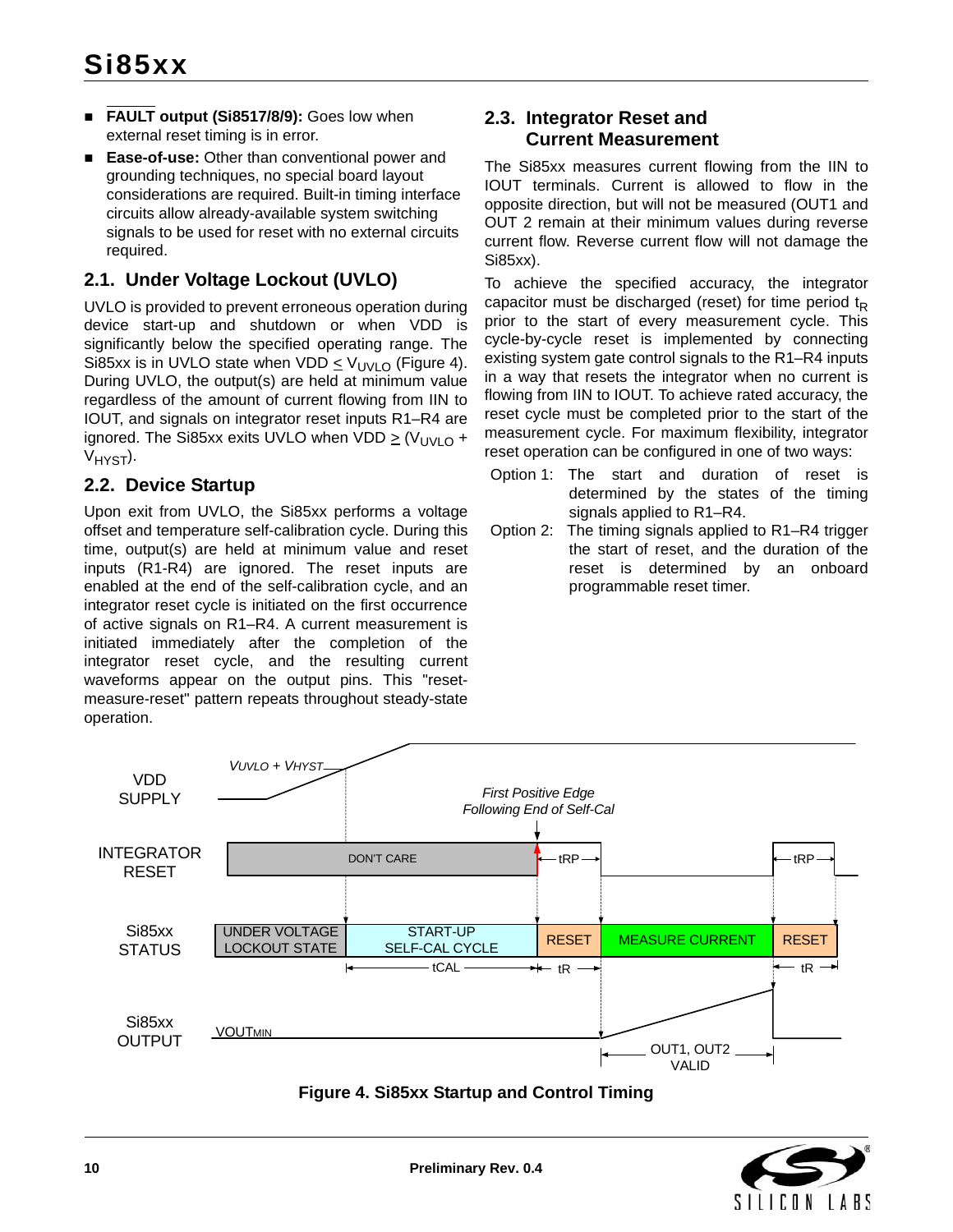- **$\overline{\text{FAULT}}$ output (Si8517/8/9):** Goes low when external reset timing is in error.
- **Ease-of-use:** Other than conventional power and grounding techniques, no special board layout considerations are required. Built-in timing interface circuits allow already-available system switching signals to be used for reset with no external circuits required.

## 2.1. Under Voltage Lockout (UVLO)

UVLO is provided to prevent erroneous operation during device start-up and shutdown or when VDD is significantly below the specified operating range. The Si85xx is in UVLO state when VDD $\leq V_{UVLO}$ (Figure 4). During UVLO, the output(s) are held at minimum value regardless of the amount of current flowing from IIN to IOUT, and signals on integrator reset inputs R1–R4 are ignored. The Si85xx exits UVLO when VDD $\geq (V_{UVLO} + V_{HYST})$.

## 2.2. Device Startup

Upon exit from UVLO, the Si85xx performs a voltage offset and temperature self-calibration cycle. During this time, output(s) are held at minimum value and reset inputs (R1-R4) are ignored. The reset inputs are enabled at the end of the self-calibration cycle, and an integrator reset cycle is initiated on the first occurrence of active signals on R1–R4. A current measurement is initiated immediately after the completion of the integrator reset cycle, and the resulting current waveforms appear on the output pins. This "reset-measure-reset" pattern repeats throughout steady-state operation.

## 2.3. Integrator Reset and Current Measurement

The Si85xx measures current flowing from the IIN to IOUT terminals. Current is allowed to flow in the opposite direction, but will not be measured (OUT1 and OUT 2 remain at their minimum values during reverse current flow. Reverse current flow will not damage the Si85xx).

To achieve the specified accuracy, the integrator capacitor must be discharged (reset) for time period $t_R$ prior to the start of every measurement cycle. This cycle-by-cycle reset is implemented by connecting existing system gate control signals to the R1–R4 inputs in a way that resets the integrator when no current is flowing from IIN to IOUT. To achieve rated accuracy, the reset cycle must be completed prior to the start of the measurement cycle. For maximum flexibility, integrator reset operation can be configured in one of two ways:

Option 1: The start and duration of reset is determined by the states of the timing signals applied to R1–R4.

Option 2: The timing signals applied to R1–R4 trigger the start of reset, and the duration of the reset is determined by an onboard programmable reset timer.

**Figure 4. Si85xx Startup and Control Timing**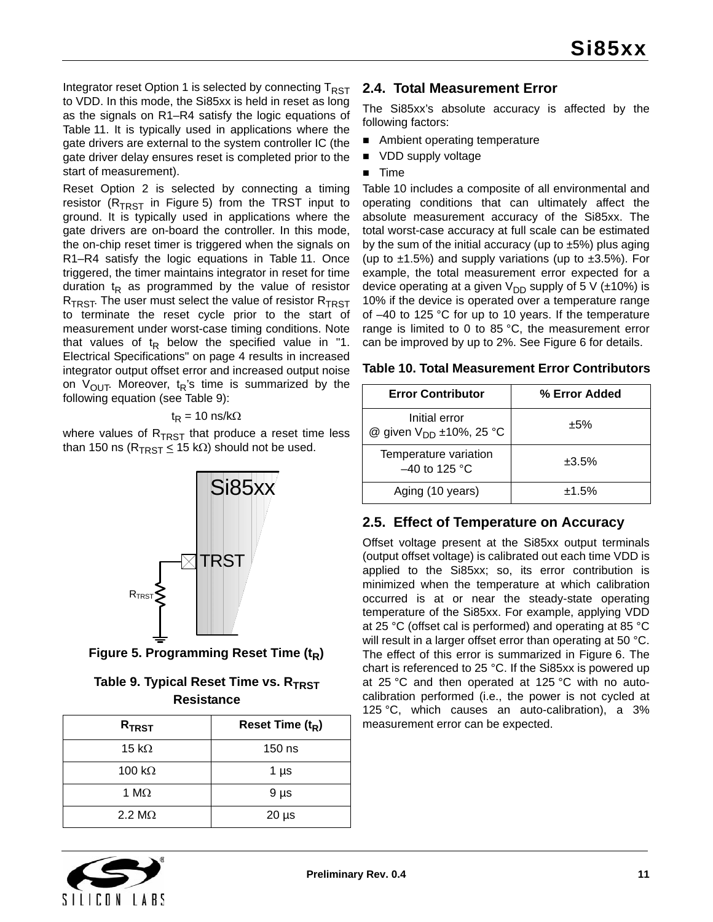Integrator reset Option 1 is selected by connecting $T_{RST}$ to VDD. In this mode, the Si85xx is held in reset as long as the signals on R1–R4 satisfy the logic equations of Table 11. It is typically used in applications where the gate drivers are external to the system controller IC (the gate driver delay ensures reset is completed prior to the start of measurement).

Reset Option 2 is selected by connecting a timing resistor ($R_{TRST}$ in Figure 5) from the TRST input to ground. It is typically used in applications where the gate drivers are on-board the controller. In this mode, the on-chip reset timer is triggered when the signals on R1–R4 satisfy the logic equations in Table 11. Once triggered, the timer maintains integrator in reset for time duration $t_R$ as programmed by the value of resistor $R_{TRST}$. The user must select the value of resistor $R_{TRST}$ to terminate the reset cycle prior to the start of measurement under worst-case timing conditions. Note that values of $t_R$ below the specified value in "1. Electrical Specifications" on page 4 results in increased integrator output offset error and increased output noise on $V_{OUT}$. Moreover, $t_R$'s time is summarized by the following equation (see Table 9):

$$t_R = 10 \text{ ns/k}\Omega$$

where values of $R_{TRST}$ that produce a reset time less than 150 ns ($R_{TRST} \leq 15 \text{ k}\Omega$) should not be used.

Figure 5. Programming Reset Time ($t_R$)

**Table 9. Typical Reset Time vs. $R_{TRST}$ Resistance**

| $R_{TRST}$ | Reset Time ($t_R$) |
|---|---|
| 15 kΩ | 150 ns |
| 100 kΩ | 1 µs |
| 1 MΩ | 9 µs |
| 2.2 MΩ | 20 µs |

## 2.4. Total Measurement Error

The Si85xx's absolute accuracy is affected by the following factors:

- Ambient operating temperature
- VDD supply voltage
- Time

Table 10 includes a composite of all environmental and operating conditions that can ultimately affect the absolute measurement accuracy of the Si85xx. The total worst-case accuracy at full scale can be estimated by the sum of the initial accuracy (up to ±5%) plus aging (up to ±1.5%) and supply variations (up to ±3.5%). For example, the total measurement error expected for a device operating at a given $V_{DD}$ supply of 5 V (±10%) is 10% if the device is operated over a temperature range of –40 to 125 °C for up to 10 years. If the temperature range is limited to 0 to 85 °C, the measurement error can be improved by up to 2%. See Figure 6 for details.

**Table 10. Total Measurement Error Contributors**

| Error Contributor | % Error Added |
|---|---|
| Initial error @ given $V_{DD}$ ±10%, 25 °C | ±5% |
| Temperature variation –40 to 125 °C | ±3.5% |
| Aging (10 years) | ±1.5% |

## 2.5. Effect of Temperature on Accuracy

Offset voltage present at the Si85xx output terminals (output offset voltage) is calibrated out each time VDD is applied to the Si85xx; so, its error contribution is minimized when the temperature at which calibration occurred is at or near the steady-state operating temperature of the Si85xx. For example, applying VDD at 25 °C (offset cal is performed) and operating at 85 °C will result in a larger offset error than operating at 50 °C. The effect of this error is summarized in Figure 6. The chart is referenced to 25 °C. If the Si85xx is powered up at 25 °C and then operated at 125 °C with no auto-calibration performed (i.e., the power is not cycled at 125 °C, which causes an auto-calibration), a 3% measurement error can be expected.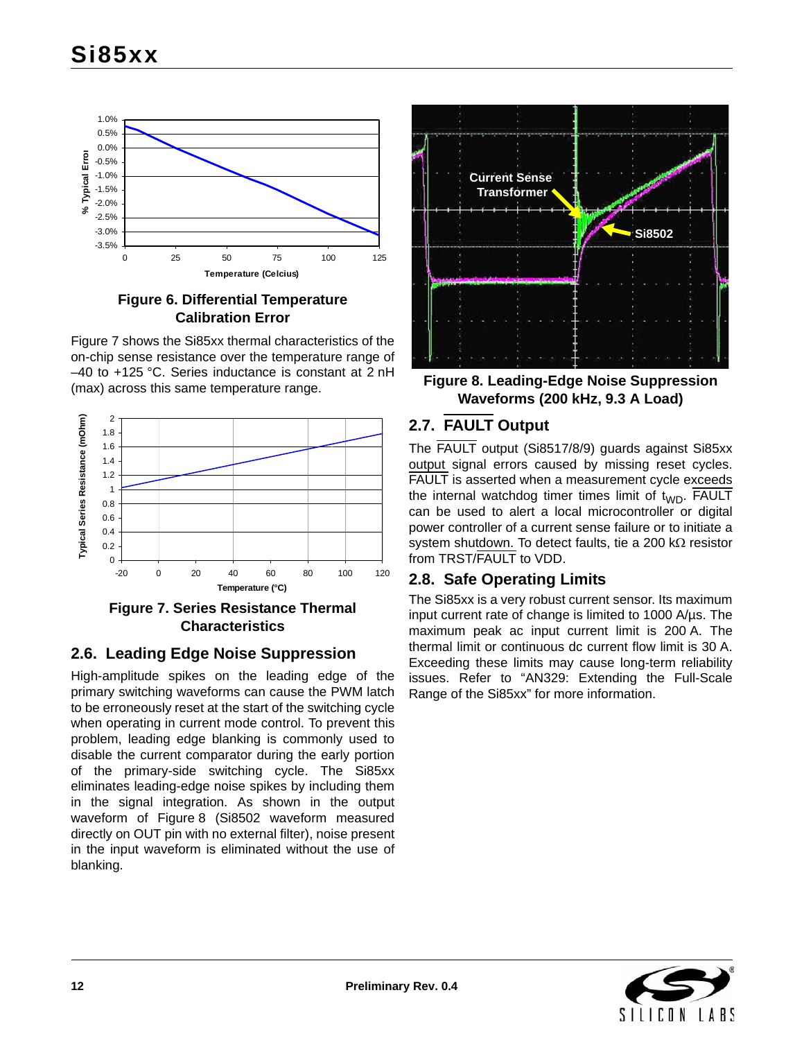Figure 6. Differential Temperature Calibration Error

Figure 7 shows the Si85xx thermal characteristics of the on-chip sense resistance over the temperature range of –40 to +125 °C. Series inductance is constant at 2 nH (max) across this same temperature range.

Figure 7. Series Resistance Thermal Characteristics

## 2.6. Leading Edge Noise Suppression

High-amplitude spikes on the leading edge of the primary switching waveforms can cause the PWM latch to be erroneously reset at the start of the switching cycle when operating in current mode control. To prevent this problem, leading edge blanking is commonly used to disable the current comparator during the early portion of the primary-side switching cycle. The Si85xx eliminates leading-edge noise spikes by including them in the signal integration. As shown in the output waveform of Figure 8 (Si8502 waveform measured directly on OUT pin with no external filter), noise present in the input waveform is eliminated without the use of blanking.

Figure 8. Leading-Edge Noise Suppression Waveforms (200 kHz, 9.3 A Load)

## 2.7. $\overline{\text{FAULT}}$ Output

The $\overline{\text{FAULT}}$ output (Si8517/8/9) guards against Si85xx output signal errors caused by missing reset cycles. $\overline{\text{FAULT}}$ is asserted when a measurement cycle exceeds the internal watchdog timer times limit of $t_{WD}$. $\overline{\text{FAULT}}$ can be used to alert a local microcontroller or digital power controller of a current sense failure or to initiate a system shutdown. To detect faults, tie a 200 kΩ resistor from TRST/$\overline{\text{FAULT}}$ to VDD.

## 2.8. Safe Operating Limits

The Si85xx is a very robust current sensor. Its maximum input current rate of change is limited to 1000 A/µs. The maximum peak ac input current limit is 200 A. The thermal limit or continuous dc current flow limit is 30 A. Exceeding these limits may cause long-term reliability issues. Refer to “AN329: Extending the Full-Scale Range of the Si85xx” for more information.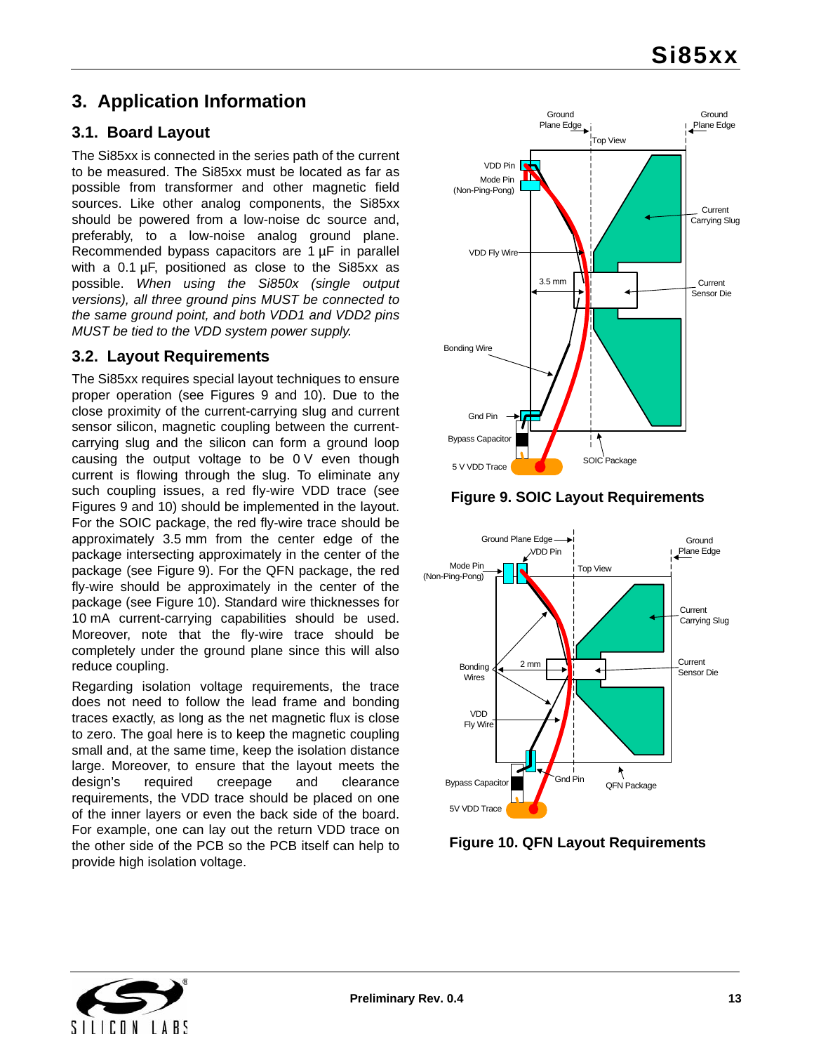## 3. Application Information

### 3.1. Board Layout

The Si85xx is connected in the series path of the current to be measured. The Si85xx must be located as far as possible from transformer and other magnetic field sources. Like other analog components, the Si85xx should be powered from a low-noise dc source and, preferably, to a low-noise analog ground plane. Recommended bypass capacitors are 1 µF in parallel with a 0.1 µF, positioned as close to the Si85xx as possible. *When using the Si850x (single output versions), all three ground pins MUST be connected to the same ground point, and both VDD1 and VDD2 pins MUST be tied to the VDD system power supply.*

### 3.2. Layout Requirements

The Si85xx requires special layout techniques to ensure proper operation (see Figures 9 and 10). Due to the close proximity of the current-carrying slug and current sensor silicon, magnetic coupling between the current-carrying slug and the silicon can form a ground loop causing the output voltage to be 0 V even though current is flowing through the slug. To eliminate any such coupling issues, a red fly-wire VDD trace (see Figures 9 and 10) should be implemented in the layout. For the SOIC package, the red fly-wire trace should be approximately 3.5 mm from the center edge of the package intersecting approximately in the center of the package (see Figure 9). For the QFN package, the red fly-wire should be approximately in the center of the package (see Figure 10). Standard wire thicknesses for 10 mA current-carrying capabilities should be used. Moreover, note that the fly-wire trace should be completely under the ground plane since this will also reduce coupling.

Regarding isolation voltage requirements, the trace does not need to follow the lead frame and bonding traces exactly, as long as the net magnetic flux is close to zero. The goal here is to keep the magnetic coupling small and, at the same time, keep the isolation distance large. Moreover, to ensure that the layout meets the design's required creepage and clearance requirements, the VDD trace should be placed on one of the inner layers or even the back side of the board. For example, one can lay out the return VDD trace on the other side of the PCB so the PCB itself can help to provide high isolation voltage.

**Figure 9. SOIC Layout Requirements**

**Figure 10. QFN Layout Requirements**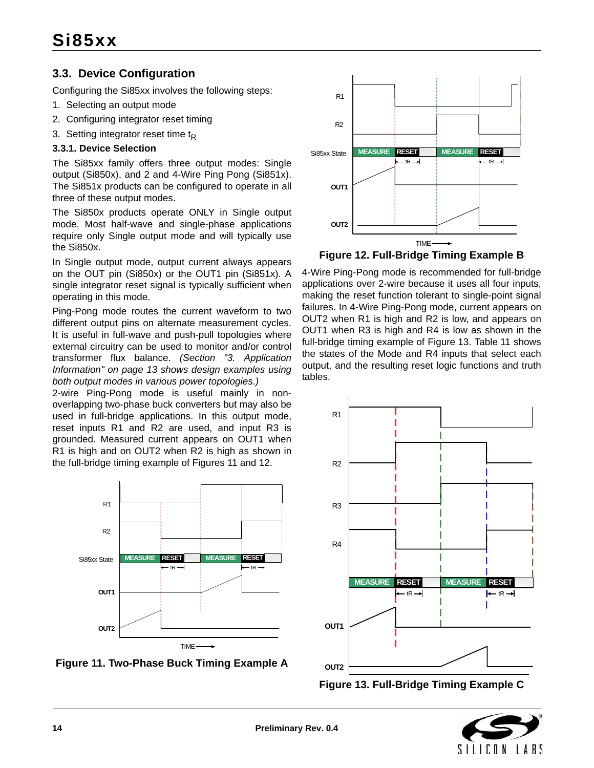## 3.3. Device Configuration

Configuring the Si85xx involves the following steps:

1. Selecting an output mode
2. Configuring integrator reset timing
3. Setting integrator reset time $t_R$

### 3.3.1. Device Selection

The Si85xx family offers three output modes: Single output (Si850x), and 2 and 4-Wire Ping Pong (Si851x). The Si851x products can be configured to operate in all three of these output modes.

The Si850x products operate ONLY in Single output mode. Most half-wave and single-phase applications require only Single output mode and will typically use the Si850x.

In Single output mode, output current always appears on the OUT pin (Si850x) or the OUT1 pin (Si851x). A single integrator reset signal is typically sufficient when operating in this mode.

Ping-Pong mode routes the current waveform to two different output pins on alternate measurement cycles. It is useful in full-wave and push-pull topologies where external circuitry can be used to monitor and/or control transformer flux balance. *(Section "3. Application Information" on page 13 shows design examples using both output modes in various power topologies.)*

2-wire Ping-Pong mode is useful mainly in non-overlapping two-phase buck converters but may also be used in full-bridge applications. In this output mode, reset inputs R1 and R2 are used, and input R3 is grounded. Measured current appears on OUT1 when R1 is high and on OUT2 when R2 is high as shown in the full-bridge timing example of Figures 11 and 12.

**Figure 11. Two-Phase Buck Timing Example A**

**Figure 12. Full-Bridge Timing Example B**

4-Wire Ping-Pong mode is recommended for full-bridge applications over 2-wire because it uses all four inputs, making the reset function tolerant to single-point signal failures. In 4-Wire Ping-Pong mode, current appears on OUT2 when R1 is high and R2 is low, and appears on OUT1 when R3 is high and R4 is low as shown in the full-bridge timing example of Figure 13. Table 11 shows the states of the Mode and R4 inputs that select each output, and the resulting reset logic functions and truth tables.

**Figure 13. Full-Bridge Timing Example C**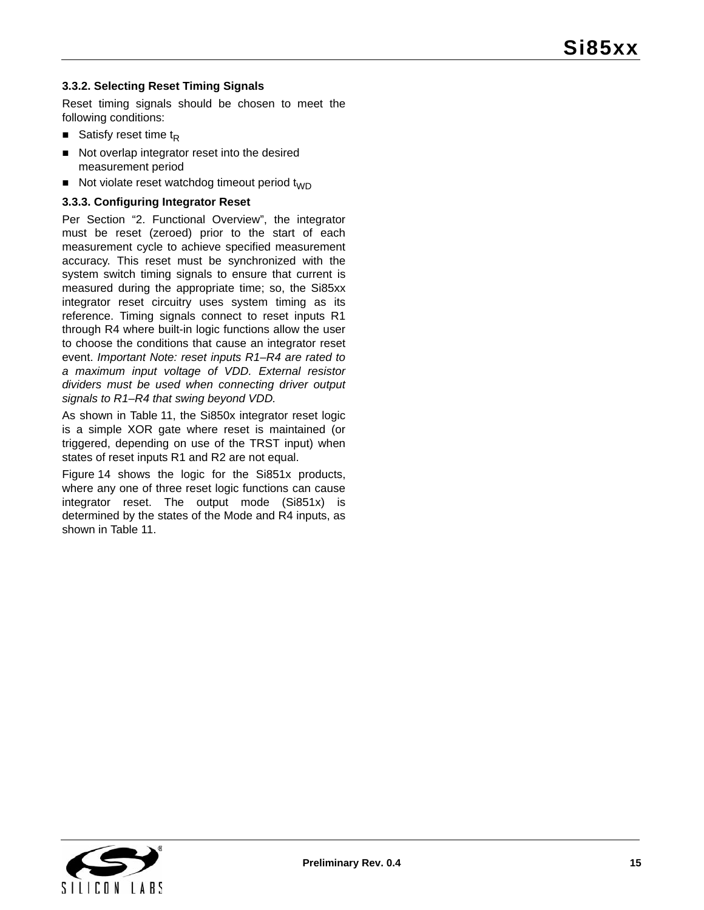### 3.3.2. Selecting Reset Timing Signals

Reset timing signals should be chosen to meet the following conditions:

- Satisfy reset time $t_R$
- Not overlap integrator reset into the desired measurement period
- Not violate reset watchdog timeout period $t_{WD}$

### 3.3.3. Configuring Integrator Reset

Per Section “2. Functional Overview”, the integrator must be reset (zeroed) prior to the start of each measurement cycle to achieve specified measurement accuracy. This reset must be synchronized with the system switch timing signals to ensure that current is measured during the appropriate time; so, the Si85xx integrator reset circuitry uses system timing as its reference. Timing signals connect to reset inputs R1 through R4 where built-in logic functions allow the user to choose the conditions that cause an integrator reset event. *Important Note: reset inputs R1–R4 are rated to a maximum input voltage of VDD. External resistor dividers must be used when connecting driver output signals to R1–R4 that swing beyond VDD.*

As shown in Table 11, the Si850x integrator reset logic is a simple XOR gate where reset is maintained (or triggered, depending on use of the TRST input) when states of reset inputs R1 and R2 are not equal.

Figure 14 shows the logic for the Si851x products, where any one of three reset logic functions can cause integrator reset. The output mode (Si851x) is determined by the states of the Mode and R4 inputs, as shown in Table 11.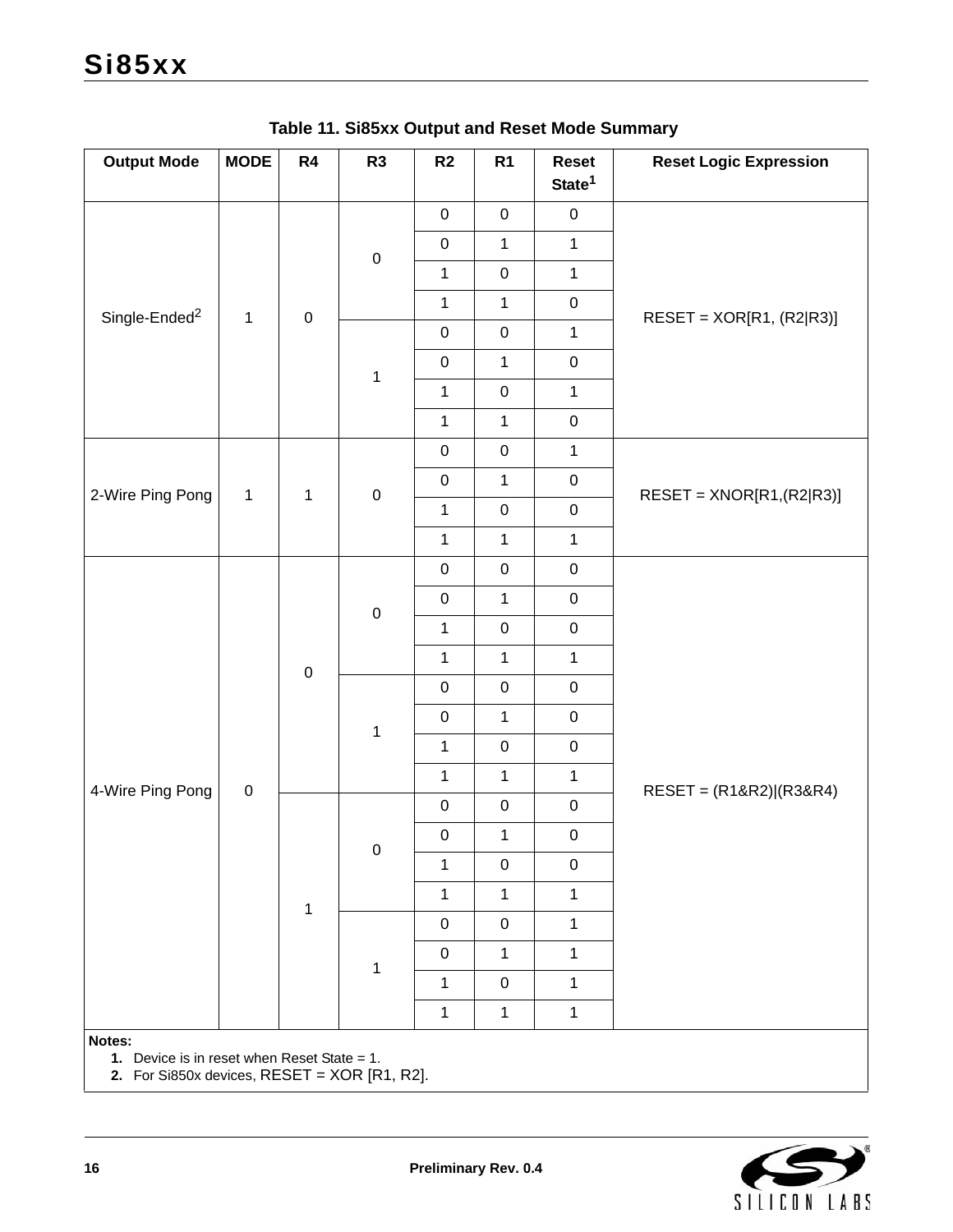**Table 11. Si85xx Output and Reset Mode Summary**

| Output Mode | MODE | R4 | R3 | R2 | R1 | Reset State[1] | Reset Logic Expression |
|---|---|---|---|---|---|---|---|
| Single-Ended[2] | 1 | 0 | 0 | 0 | 0 | 0 | RESET = XOR[R1, (R2\|R3)] |
| | | | | 0 | 1 | 1 | |
| | | | | 1 | 0 | 1 | |
| | | | | 1 | 1 | 0 | |
| | | | 1 | 0 | 0 | 1 | |
| | | | | 0 | 1 | 0 | |
| | | | | 1 | 0 | 1 | |
| | | | | 1 | 1 | 0 | |
| 2-Wire Ping Pong | 1 | 1 | 0 | 0 | 0 | 1 | RESET = XNOR[R1,(R2\|R3)] |
| | | | | 0 | 1 | 0 | |
| | | | | 1 | 0 | 0 | |
| | | | | 1 | 1 | 1 | |
| 4-Wire Ping Pong | 0 | 0 | 0 | 0 | 0 | 0 | RESET = (R1&R2)\|(R3&R4) |
| | | | | 0 | 1 | 0 | |
| | | | | 1 | 0 | 0 | |
| | | | | 1 | 1 | 1 | |
| | | | 1 | 0 | 0 | 0 | |
| | | | | 0 | 1 | 0 | |
| | | | | 1 | 0 | 0 | |
| | | | | 1 | 1 | 1 | |
| | | 1 | 0 | 0 | 0 | 0 | |
| | | | | 0 | 1 | 0 | |
| | | | | 1 | 0 | 0 | |
| | | | | 1 | 1 | 1 | |
| | | | 1 | 0 | 0 | 1 | |
| | | | | 0 | 1 | 1 | |
| | | | | 1 | 0 | 1 | |
| | | | | 1 | 1 | 1 | |

**Notes:**
1. Device is in reset when Reset State = 1.
2. For Si850x devices, RESET = XOR [R1, R2].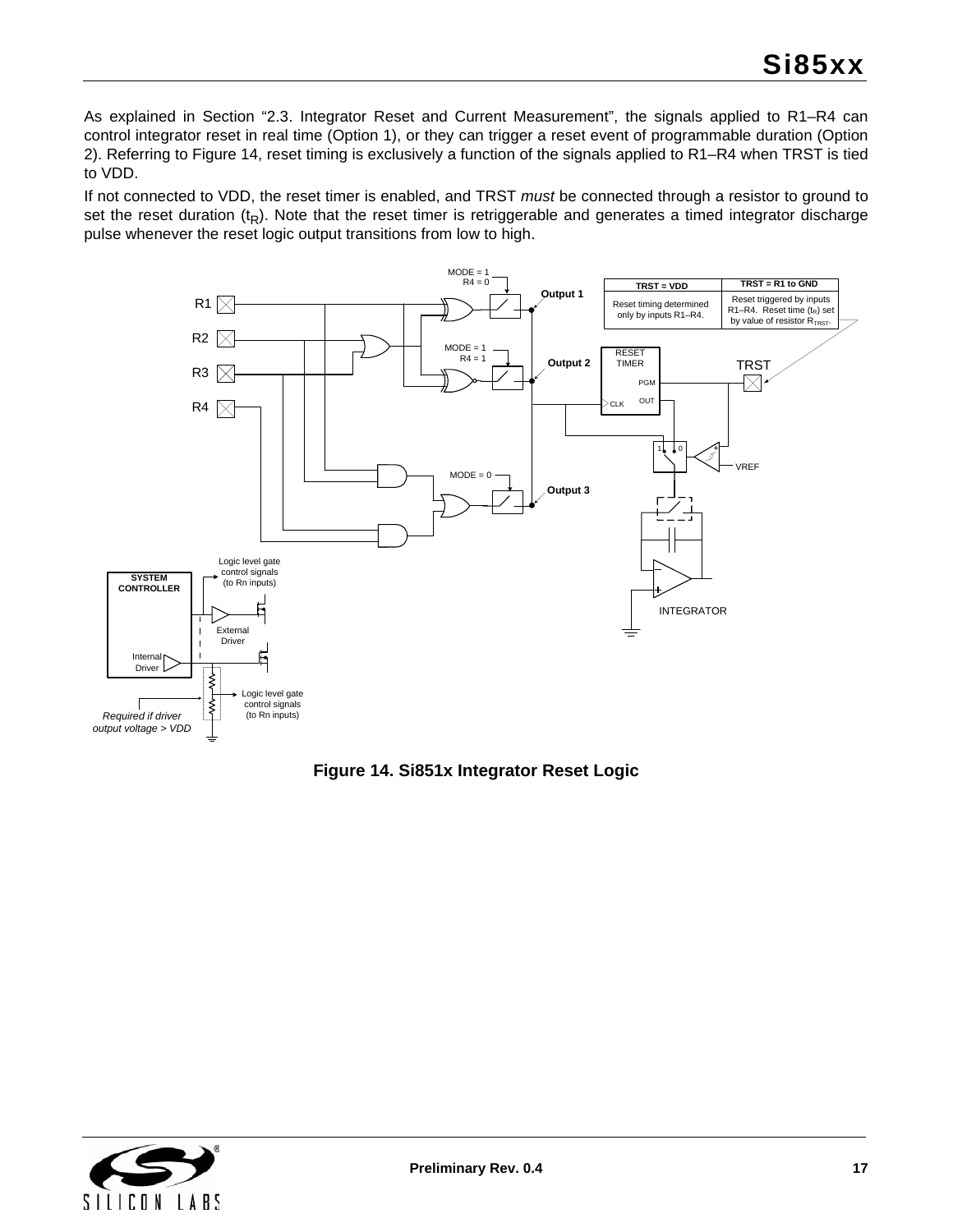As explained in Section “2.3. Integrator Reset and Current Measurement”, the signals applied to R1–R4 can control integrator reset in real time (Option 1), or they can trigger a reset event of programmable duration (Option 2). Referring to Figure 14, reset timing is exclusively a function of the signals applied to R1–R4 when TRST is tied to VDD.

If not connected to VDD, the reset timer is enabled, and TRST *must* be connected through a resistor to ground to set the reset duration ($t_R$). Note that the reset timer is retriggerable and generates a timed integrator discharge pulse whenever the reset logic output transitions from low to high.

| TRST = VDD | TRST = R1 to GND |
|---|---|
| Reset timing determined only by inputs R1–R4. | Reset triggered by inputs R1–R4. Reset time ($t_R$) set by value of resistor $R_{TRST}$. |

**Figure 14. Si851x Integrator Reset Logic**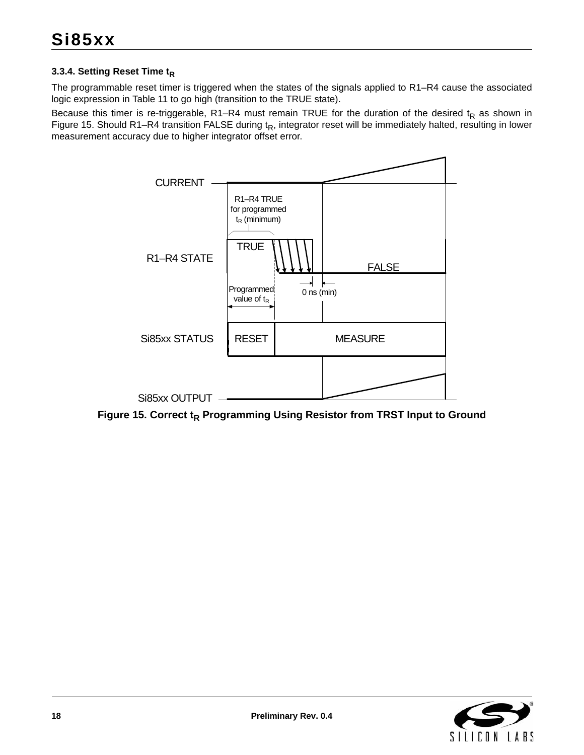### 3.3.4. Setting Reset Time $t_R$

The programmable reset timer is triggered when the states of the signals applied to R1–R4 cause the associated logic expression in Table 11 to go high (transition to the TRUE state).

Because this timer is re-triggerable, R1–R4 must remain TRUE for the duration of the desired $t_R$ as shown in Figure 15. Should R1–R4 transition FALSE during $t_R$, integrator reset will be immediately halted, resulting in lower measurement accuracy due to higher integrator offset error.

**Figure 15. Correct $t_R$ Programming Using Resistor from TRST Input to Ground**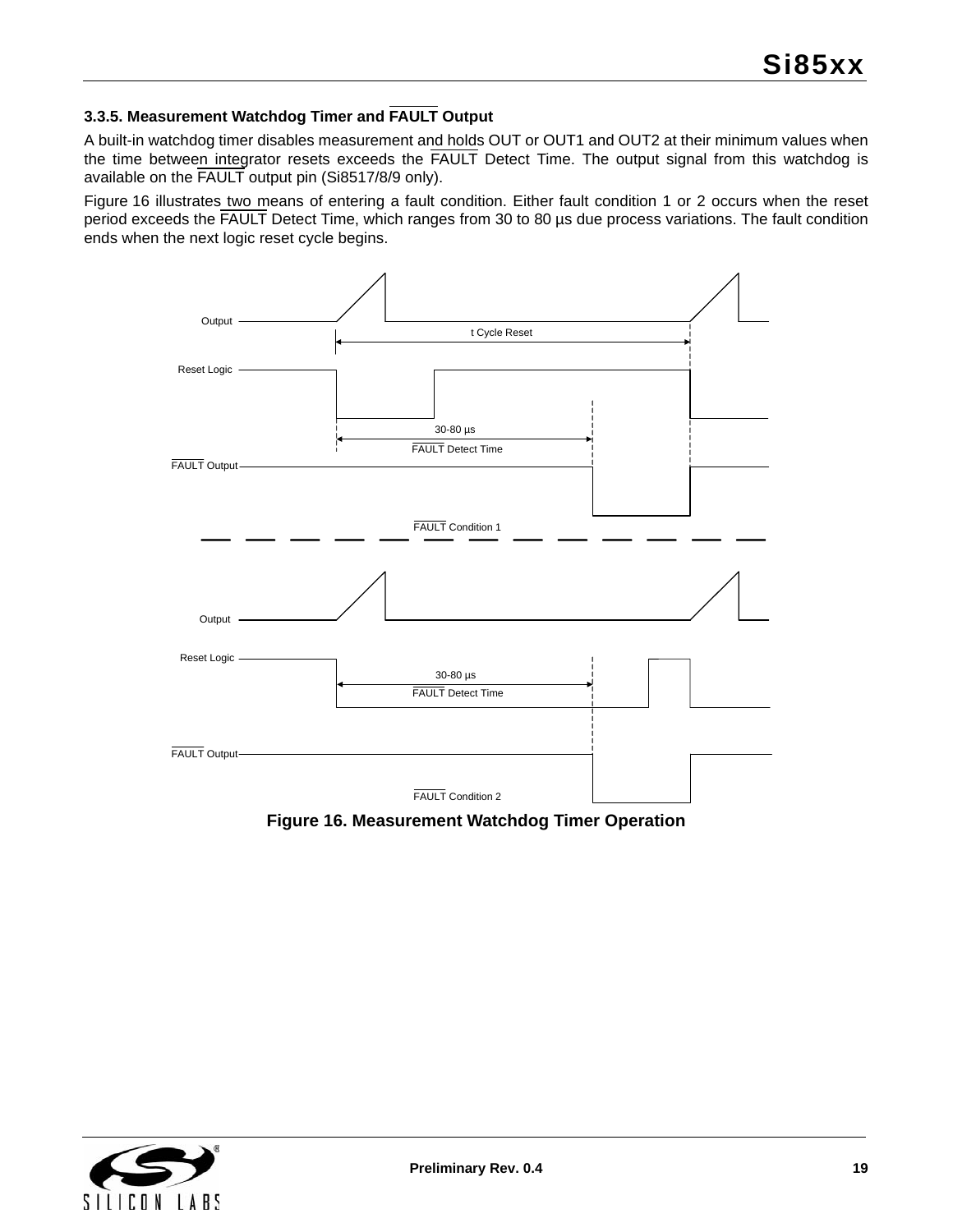### 3.3.5. Measurement Watchdog Timer and $\overline{\text{FAULT}}$ Output

A built-in watchdog timer disables measurement and holds OUT or OUT1 and OUT2 at their minimum values when the time between integrator resets exceeds the $\overline{\text{FAULT}}$ Detect Time. The output signal from this watchdog is available on the $\overline{\text{FAULT}}$ output pin (Si8517/8/9 only).

Figure 16 illustrates two means of entering a fault condition. Either fault condition 1 or 2 occurs when the reset period exceeds the $\overline{\text{FAULT}}$ Detect Time, which ranges from 30 to 80 µs due process variations. The fault condition ends when the next logic reset cycle begins.

**Figure 16. Measurement Watchdog Timer Operation**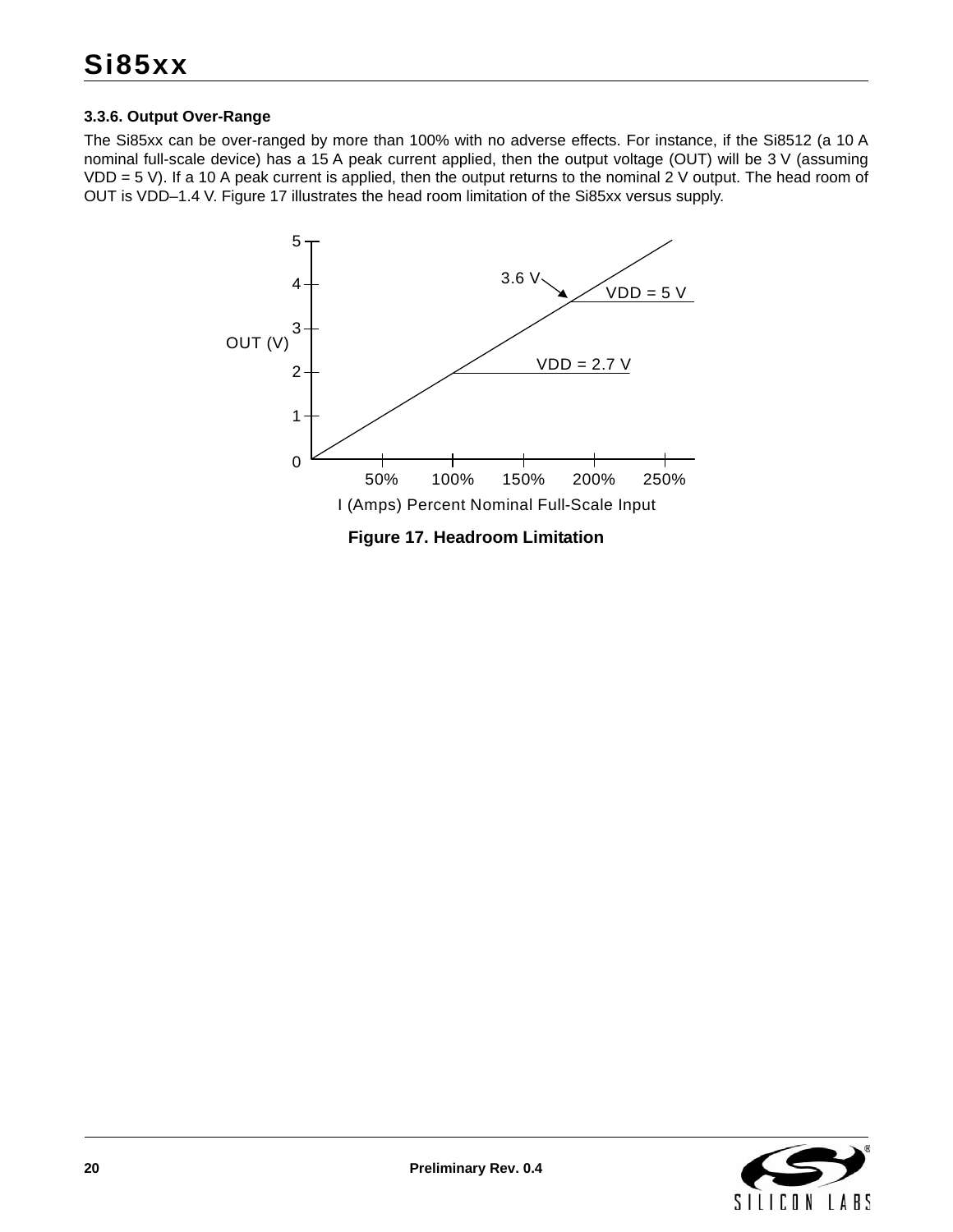### 3.3.6. Output Over-Range

The Si85xx can be over-ranged by more than 100% with no adverse effects. For instance, if the Si8512 (a 10 A nominal full-scale device) has a 15 A peak current applied, then the output voltage (OUT) will be 3 V (assuming VDD = 5 V). If a 10 A peak current is applied, then the output returns to the nominal 2 V output. The head room of OUT is VDD–1.4 V. Figure 17 illustrates the head room limitation of the Si85xx versus supply.

**Figure 17. Headroom Limitation**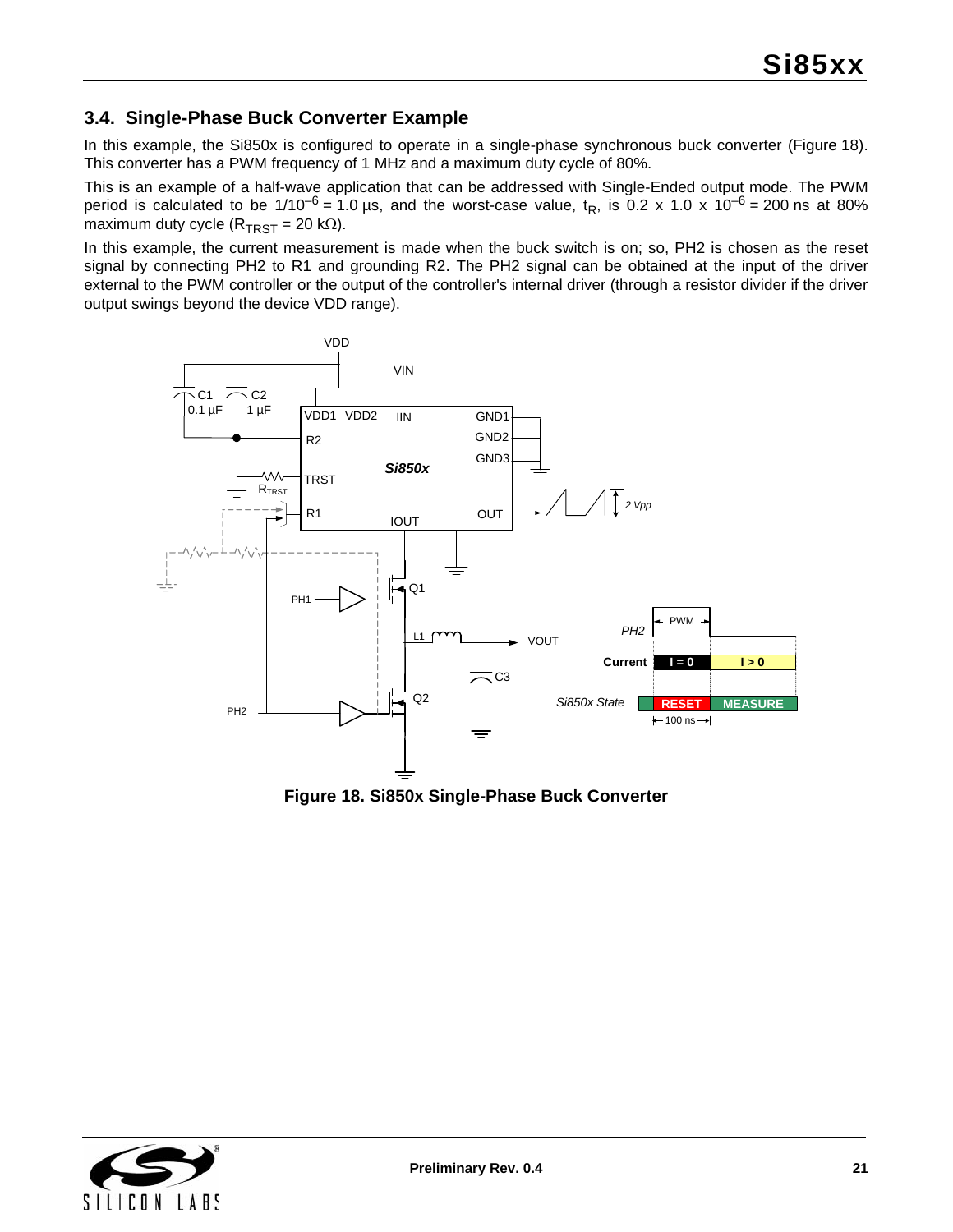### 3.4. Single-Phase Buck Converter Example

In this example, the Si850x is configured to operate in a single-phase synchronous buck converter (Figure 18). This converter has a PWM frequency of 1 MHz and a maximum duty cycle of 80%.

This is an example of a half-wave application that can be addressed with Single-Ended output mode. The PWM period is calculated to be $1/10^{-6} = 1.0\ \mu s$, and the worst-case value, $t_R$, is $0.2 \times 1.0 \times 10^{-6} = 200$ ns at 80% maximum duty cycle ($R_{TRST} = 20\ k\Omega$).

In this example, the current measurement is made when the buck switch is on; so, PH2 is chosen as the reset signal by connecting PH2 to R1 and grounding R2. The PH2 signal can be obtained at the input of the driver external to the PWM controller or the output of the controller's internal driver (through a resistor divider if the driver output swings beyond the device VDD range).

**Figure 18. Si850x Single-Phase Buck Converter**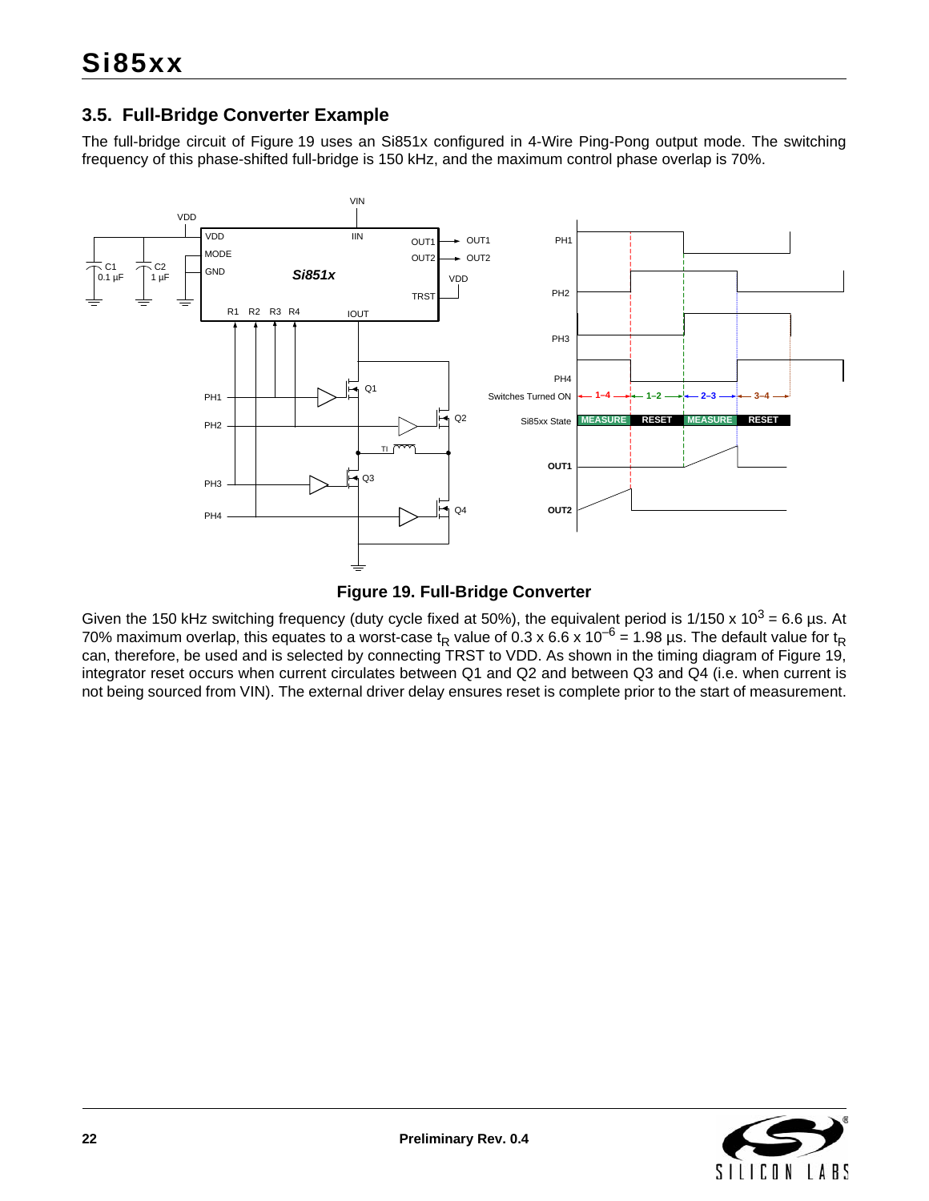## 3.5. Full-Bridge Converter Example

The full-bridge circuit of Figure 19 uses an Si851x configured in 4-Wire Ping-Pong output mode. The switching frequency of this phase-shifted full-bridge is 150 kHz, and the maximum control phase overlap is 70%.

**Figure 19. Full-Bridge Converter**

Given the 150 kHz switching frequency (duty cycle fixed at 50%), the equivalent period is $1/150 \times 10^3 = 6.6$ µs. At 70% maximum overlap, this equates to a worst-case $t_R$ value of $0.3 \times 6.6 \times 10^{-6} = 1.98$ µs. The default value for $t_R$ can, therefore, be used and is selected by connecting TRST to VDD. As shown in the timing diagram of Figure 19, integrator reset occurs when current circulates between Q1 and Q2 and between Q3 and Q4 (i.e. when current is not being sourced from VIN). The external driver delay ensures reset is complete prior to the start of measurement.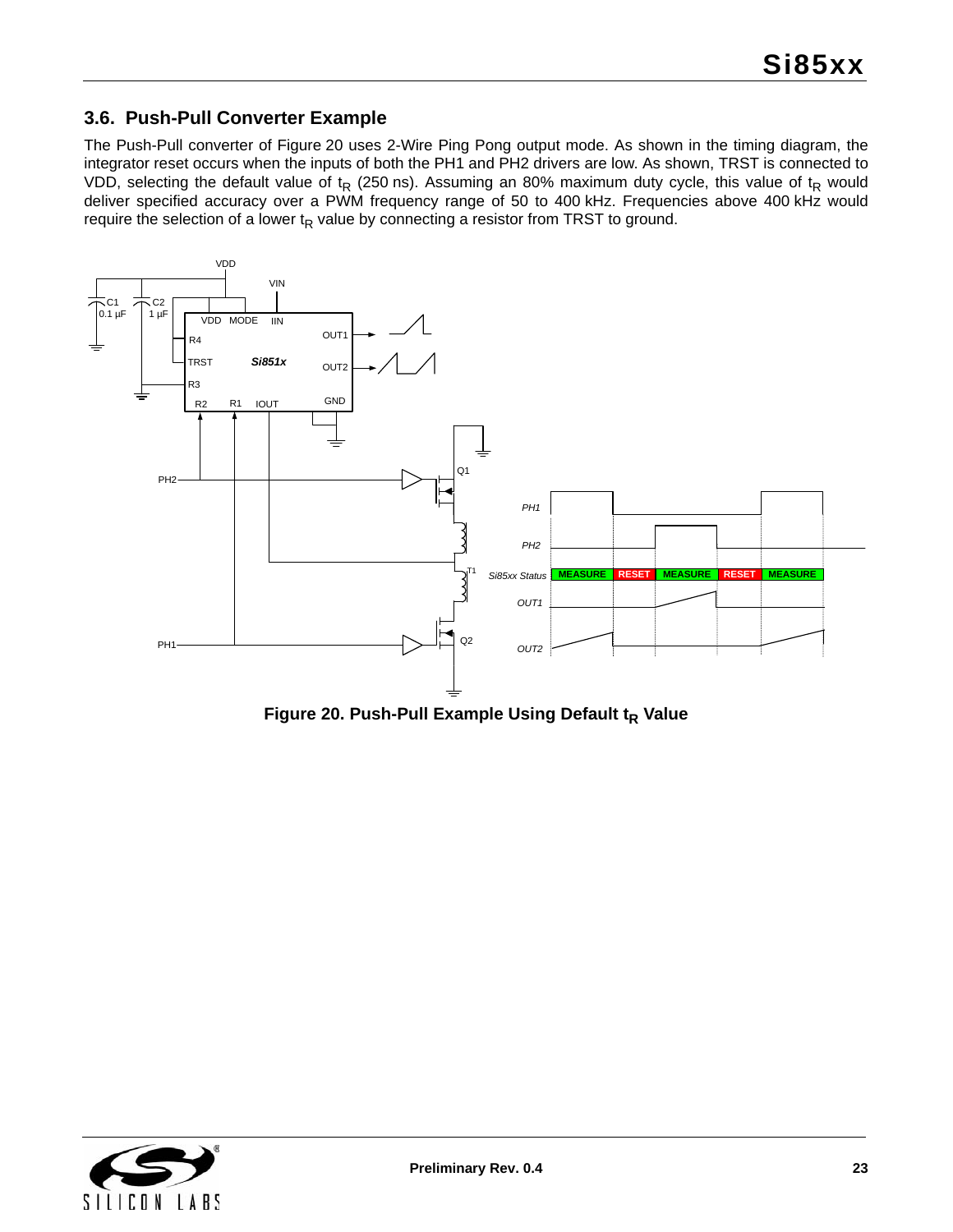### 3.6. Push-Pull Converter Example

The Push-Pull converter of Figure 20 uses 2-Wire Ping Pong output mode. As shown in the timing diagram, the integrator reset occurs when the inputs of both the PH1 and PH2 drivers are low. As shown, TRST is connected to VDD, selecting the default value of $t_R$ (250 ns). Assuming an 80% maximum duty cycle, this value of $t_R$ would deliver specified accuracy over a PWM frequency range of 50 to 400 kHz. Frequencies above 400 kHz would require the selection of a lower $t_R$ value by connecting a resistor from TRST to ground.

**Figure 20. Push-Pull Example Using Default $t_R$ Value**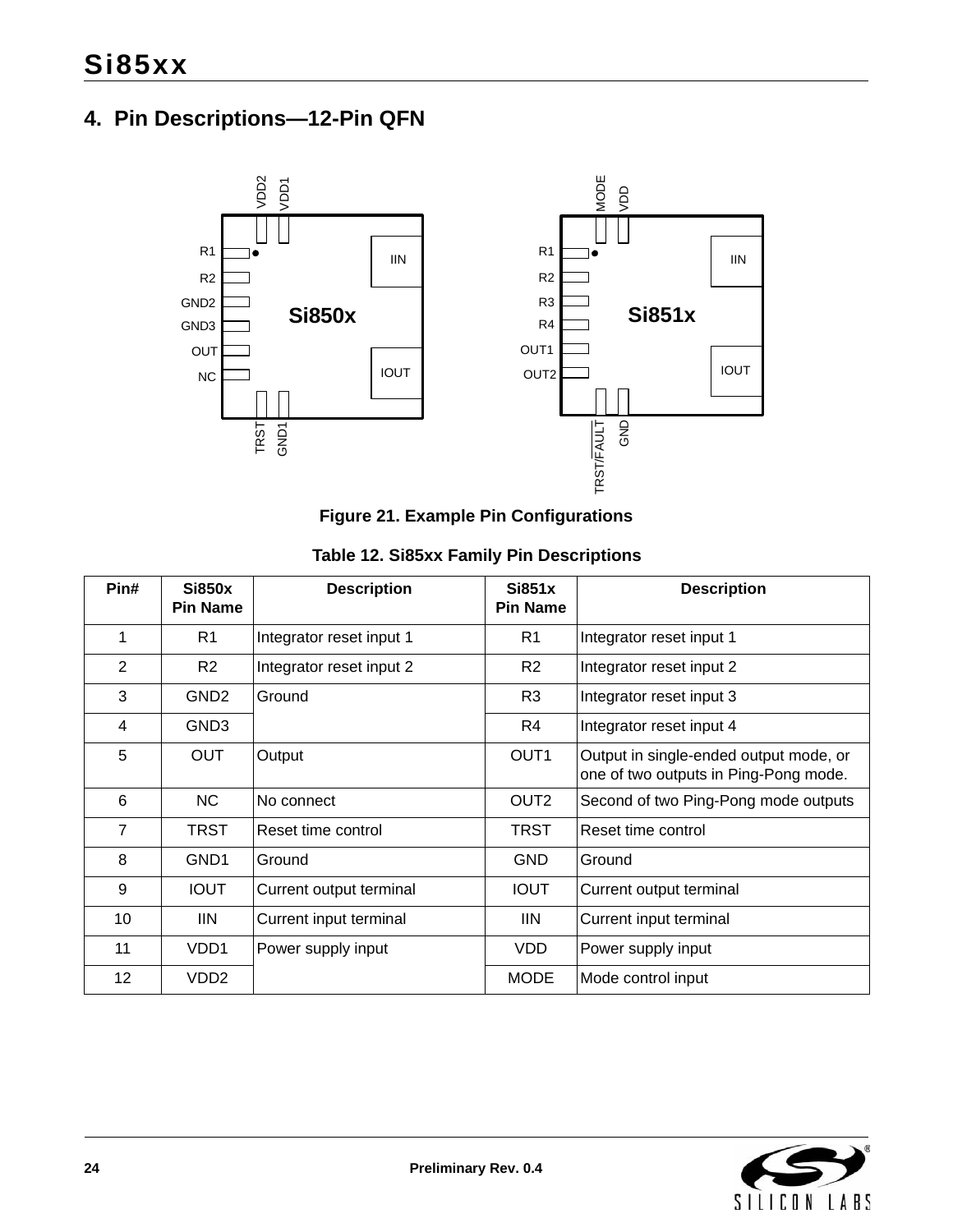## 4. Pin Descriptions—12-Pin QFN

Figure 21. Example Pin Configurations

**Table 12. Si85xx Family Pin Descriptions**

| Pin# | Si850x Pin Name | Description | Si851x Pin Name | Description |
|---|---|---|---|---|
| 1 | R1 | Integrator reset input 1 | R1 | Integrator reset input 1 |
| 2 | R2 | Integrator reset input 2 | R2 | Integrator reset input 2 |
| 3 | GND2 | Ground | R3 | Integrator reset input 3 |
| 4 | GND3 | | R4 | Integrator reset input 4 |
| 5 | OUT | Output | OUT1 | Output in single-ended output mode, or one of two outputs in Ping-Pong mode. |
| 6 | NC | No connect | OUT2 | Second of two Ping-Pong mode outputs |
| 7 | TRST | Reset time control | TRST | Reset time control |
| 8 | GND1 | Ground | GND | Ground |
| 9 | IOUT | Current output terminal | IOUT | Current output terminal |
| 10 | IIN | Current input terminal | IIN | Current input terminal |
| 11 | VDD1 | Power supply input | VDD | Power supply input |
| 12 | VDD2 | | MODE | Mode control input |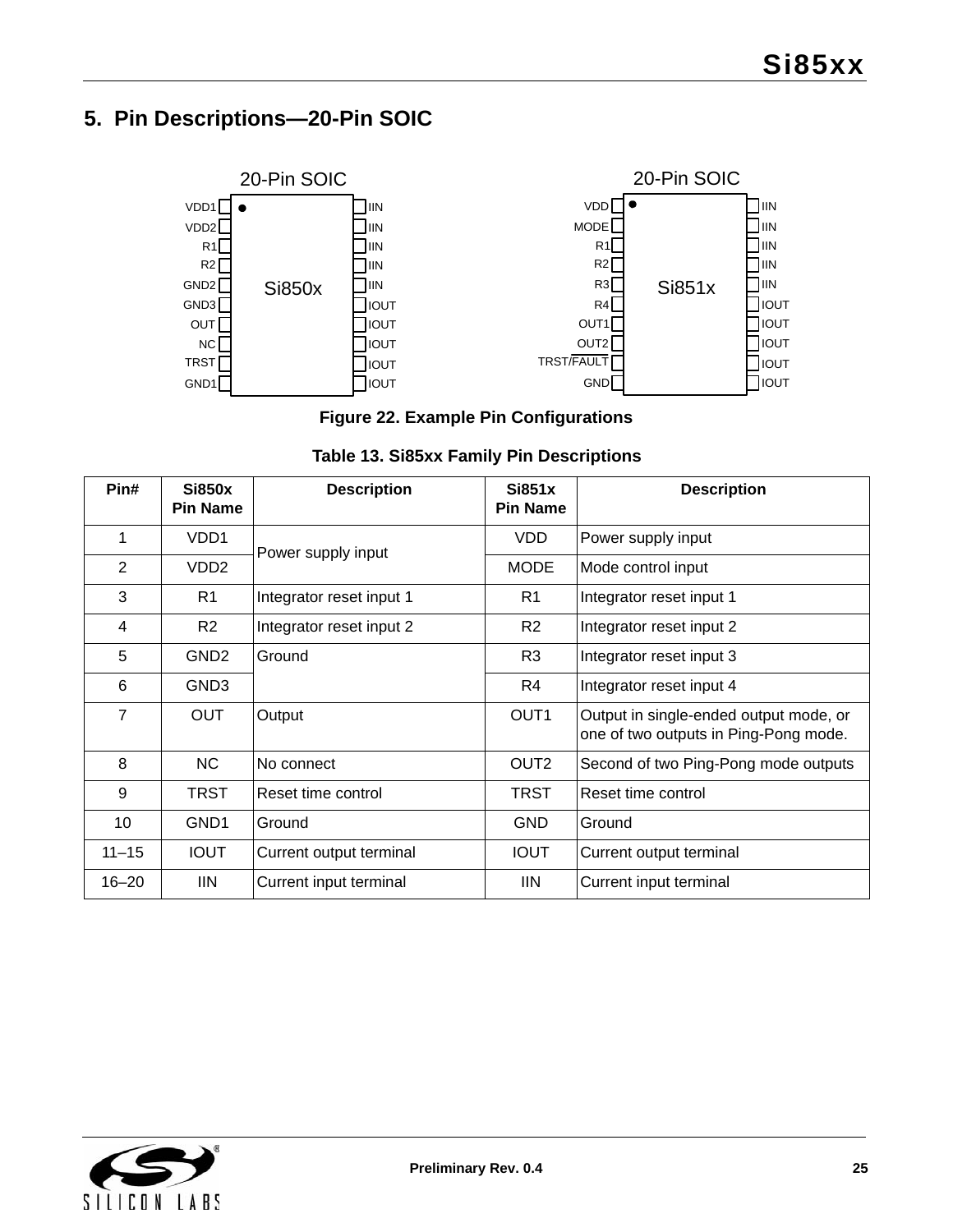## 5. Pin Descriptions—20-Pin SOIC

Figure 22. Example Pin Configurations

**Table 13. Si85xx Family Pin Descriptions**

| Pin# | Si850x Pin Name | Description | Si851x Pin Name | Description |
|---|---|---|---|---|
| 1 | VDD1 | Power supply input | VDD | Power supply input |
| 2 | VDD2 | | MODE | Mode control input |
| 3 | R1 | Integrator reset input 1 | R1 | Integrator reset input 1 |
| 4 | R2 | Integrator reset input 2 | R2 | Integrator reset input 2 |
| 5 | GND2 | Ground | R3 | Integrator reset input 3 |
| 6 | GND3 | | R4 | Integrator reset input 4 |
| 7 | OUT | Output | OUT1 | Output in single-ended output mode, or one of two outputs in Ping-Pong mode. |
| 8 | NC | No connect | OUT2 | Second of two Ping-Pong mode outputs |
| 9 | TRST | Reset time control | TRST | Reset time control |
| 10 | GND1 | Ground | GND | Ground |
| 11–15 | IOUT | Current output terminal | IOUT | Current output terminal |
| 16–20 | IIN | Current input terminal | IIN | Current input terminal |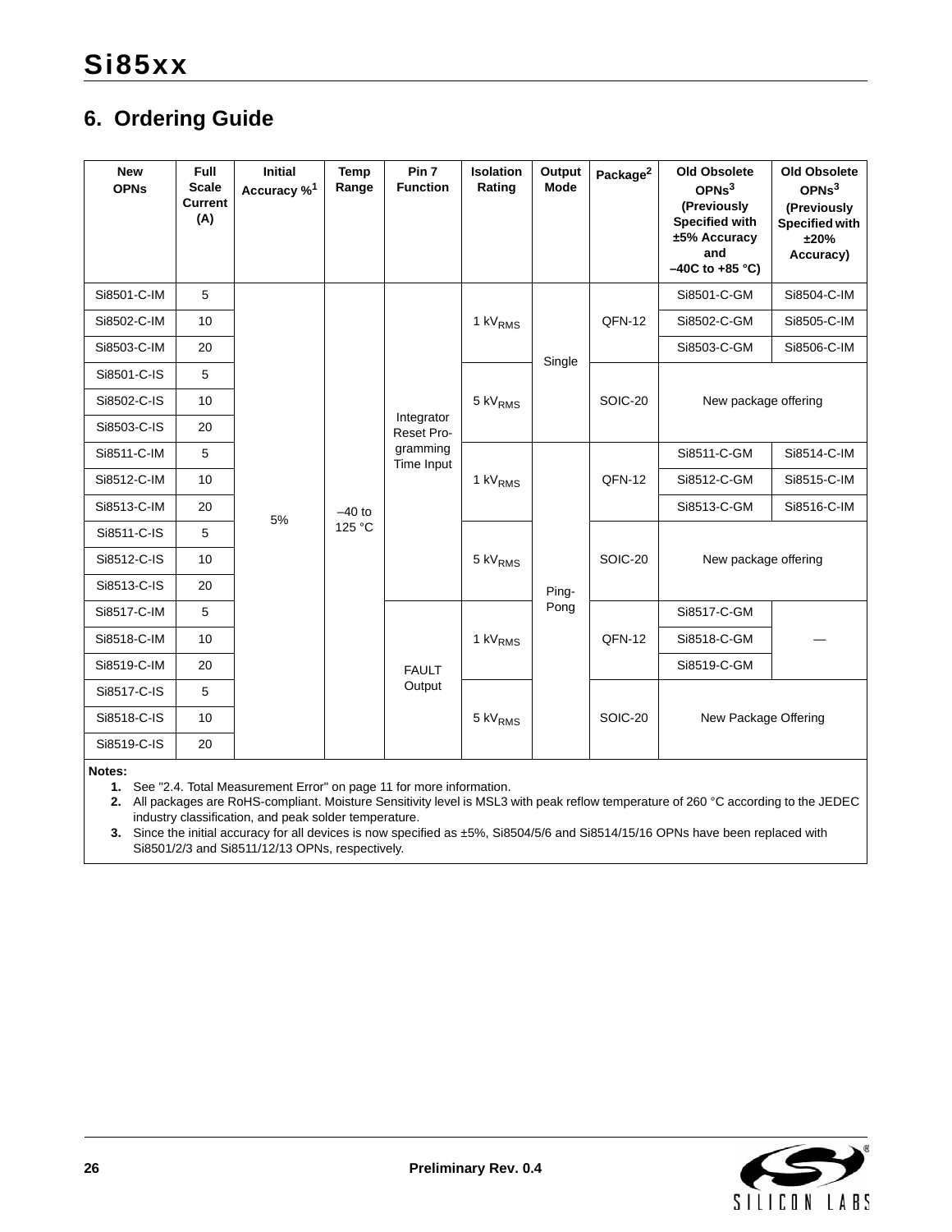## 6. Ordering Guide

| New OPNs | Full Scale Current (A) | Initial Accuracy %[1] | Temp Range | Pin 7 Function | Isolation Rating | Output Mode | Package[2] | Old Obsolete OPNs[3] (Previously Specified with ±5% Accuracy and –40C to +85 °C) | Old Obsolete OPNs[3] (Previously Specified with ±20% Accuracy) |
|---|---|---|---|---|---|---|---|---|---|
| Si8501-C-IM | 5 | 5% | –40 to 125 °C | Integrator Reset Programming Time Input | 1 $kV_{RMS}$ | Single | QFN-12 | Si8501-C-GM | Si8504-C-IM |
| Si8502-C-IM | 10 | 5% | –40 to 125 °C | Integrator Reset Programming Time Input | 1 $kV_{RMS}$ | Single | QFN-12 | Si8502-C-GM | Si8505-C-IM |
| Si8503-C-IM | 20 | 5% | –40 to 125 °C | Integrator Reset Programming Time Input | 1 $kV_{RMS}$ | Single | QFN-12 | Si8503-C-GM | Si8506-C-IM |
| Si8501-C-IS | 5 | 5% | –40 to 125 °C | Integrator Reset Programming Time Input | 5 $kV_{RMS}$ | Single | SOIC-20 | New package offering | |
| Si8502-C-IS | 10 | 5% | –40 to 125 °C | Integrator Reset Programming Time Input | 5 $kV_{RMS}$ | Single | SOIC-20 | New package offering | |
| Si8503-C-IS | 20 | 5% | –40 to 125 °C | Integrator Reset Programming Time Input | 5 $kV_{RMS}$ | Single | SOIC-20 | New package offering | |
| Si8511-C-IM | 5 | 5% | –40 to 125 °C | Integrator Reset Programming Time Input | 1 $kV_{RMS}$ | Ping-Pong | QFN-12 | Si8511-C-GM | Si8514-C-IM |
| Si8512-C-IM | 10 | 5% | –40 to 125 °C | Integrator Reset Programming Time Input | 1 $kV_{RMS}$ | Ping-Pong | QFN-12 | Si8512-C-GM | Si8515-C-IM |
| Si8513-C-IM | 20 | 5% | –40 to 125 °C | Integrator Reset Programming Time Input | 1 $kV_{RMS}$ | Ping-Pong | QFN-12 | Si8513-C-GM | Si8516-C-IM |
| Si8511-C-IS | 5 | 5% | –40 to 125 °C | Integrator Reset Programming Time Input | 5 $kV_{RMS}$ | Ping-Pong | SOIC-20 | New package offering | |
| Si8512-C-IS | 10 | 5% | –40 to 125 °C | Integrator Reset Programming Time Input | 5 $kV_{RMS}$ | Ping-Pong | SOIC-20 | New package offering | |
| Si8513-C-IS | 20 | 5% | –40 to 125 °C | Integrator Reset Programming Time Input | 5 $kV_{RMS}$ | Ping-Pong | SOIC-20 | New package offering | |
| Si8517-C-IM | 5 | 5% | –40 to 125 °C | FAULT Output | 1 $kV_{RMS}$ | Ping-Pong | QFN-12 | Si8517-C-GM | — |
| Si8518-C-IM | 10 | 5% | –40 to 125 °C | FAULT Output | 1 $kV_{RMS}$ | Ping-Pong | QFN-12 | Si8518-C-GM | — |
| Si8519-C-IM | 20 | 5% | –40 to 125 °C | FAULT Output | 1 $kV_{RMS}$ | Ping-Pong | QFN-12 | Si8519-C-GM | — |
| Si8517-C-IS | 5 | 5% | –40 to 125 °C | FAULT Output | 5 $kV_{RMS}$ | Ping-Pong | SOIC-20 | New Package Offering | |
| Si8518-C-IS | 10 | 5% | –40 to 125 °C | FAULT Output | 5 $kV_{RMS}$ | Ping-Pong | SOIC-20 | New Package Offering | |
| Si8519-C-IS | 20 | 5% | –40 to 125 °C | FAULT Output | 5 $kV_{RMS}$ | Ping-Pong | SOIC-20 | New Package Offering | |

**Notes:**

1. See "2.4. Total Measurement Error" on page 11 for more information.
2. All packages are RoHS-compliant. Moisture Sensitivity level is MSL3 with peak reflow temperature of 260 °C according to the JEDEC industry classification, and peak solder temperature.
3. Since the initial accuracy for all devices is now specified as ±5%, Si8504/5/6 and Si8514/15/16 OPNs have been replaced with Si8501/2/3 and Si8511/12/13 OPNs, respectively.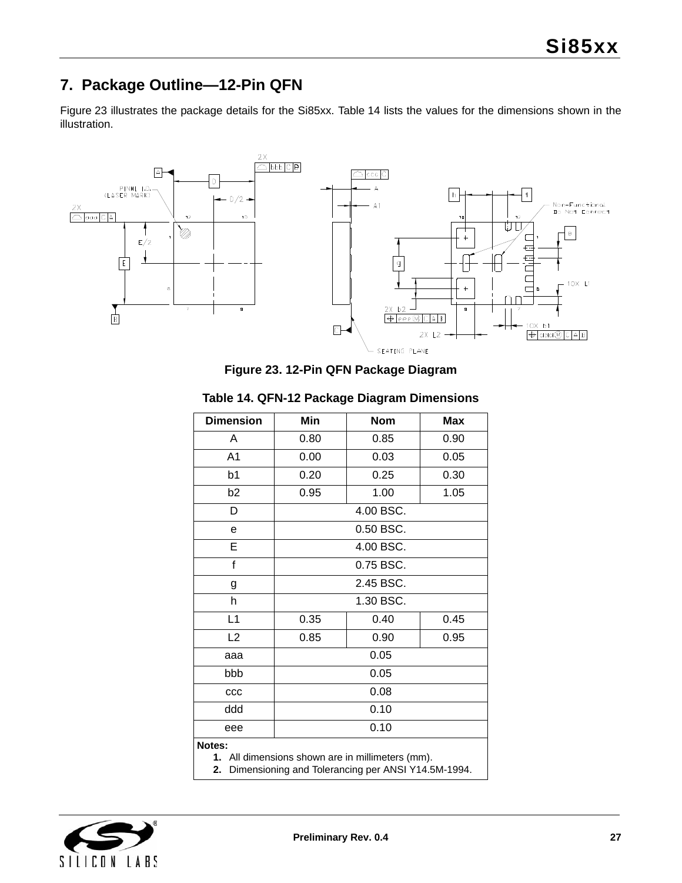## 7. Package Outline—12-Pin QFN

Figure 23 illustrates the package details for the Si85xx. Table 14 lists the values for the dimensions shown in the illustration.

**Figure 23. 12-Pin QFN Package Diagram**

**Table 14. QFN-12 Package Diagram Dimensions**

| Dimension | Min | Nom | Max |
|---|---|---|---|
| A | 0.80 | 0.85 | 0.90 |
| A1 | 0.00 | 0.03 | 0.05 |
| b1 | 0.20 | 0.25 | 0.30 |
| b2 | 0.95 | 1.00 | 1.05 |
| D | 4.00 BSC. | | |
| e | 0.50 BSC. | | |
| E | 4.00 BSC. | | |
| f | 0.75 BSC. | | |
| g | 2.45 BSC. | | |
| h | 1.30 BSC. | | |
| L1 | 0.35 | 0.40 | 0.45 |
| L2 | 0.85 | 0.90 | 0.95 |
| aaa | 0.05 | | |
| bbb | 0.05 | | |
| ccc | 0.08 | | |
| ddd | 0.10 | | |
| eee | 0.10 | | |

**Notes:**
1. All dimensions shown are in millimeters (mm).
2. Dimensioning and Tolerancing per ANSI Y14.5M-1994.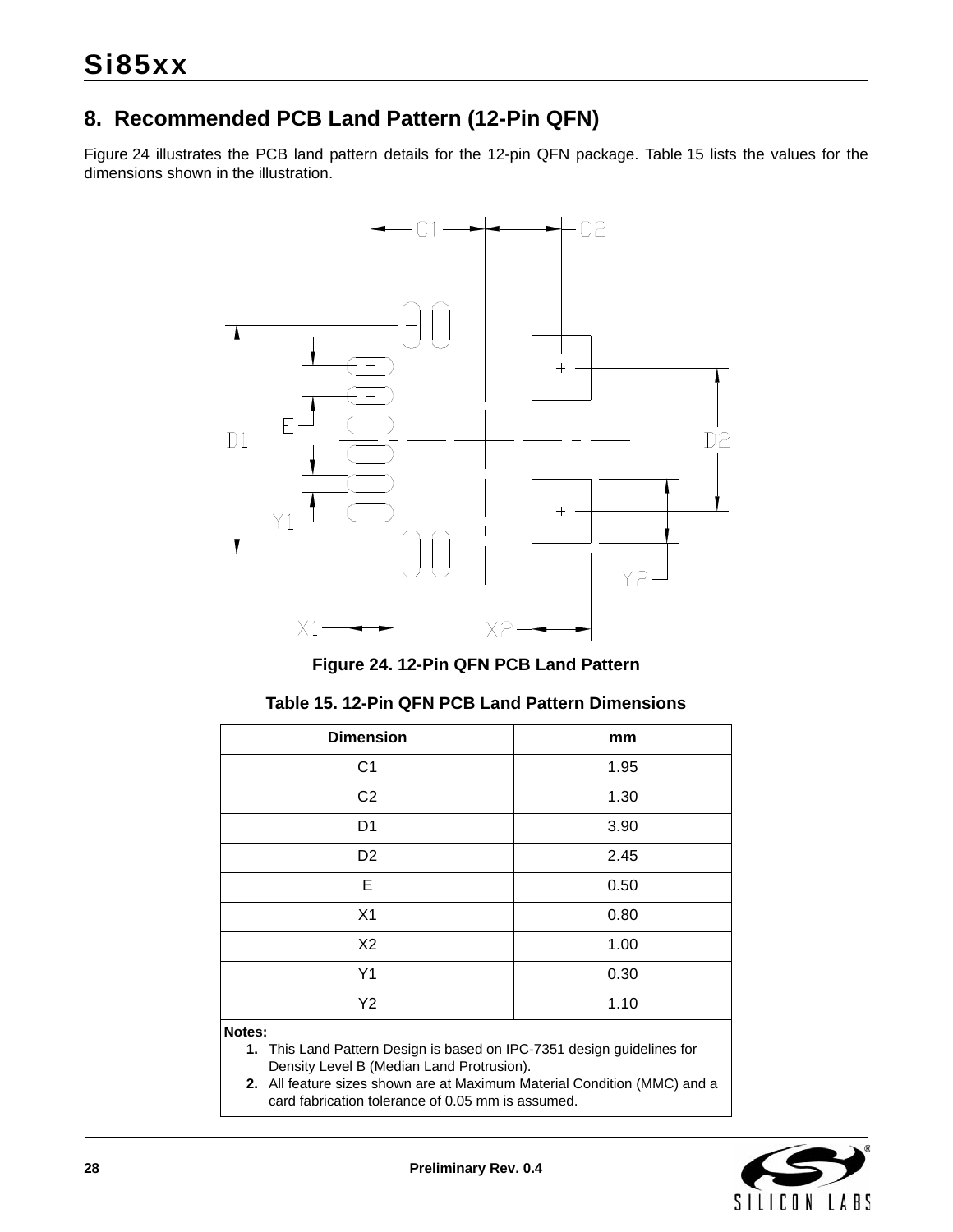## 8. Recommended PCB Land Pattern (12-Pin QFN)

Figure 24 illustrates the PCB land pattern details for the 12-pin QFN package. Table 15 lists the values for the dimensions shown in the illustration.

**Figure 24. 12-Pin QFN PCB Land Pattern**

**Table 15. 12-Pin QFN PCB Land Pattern Dimensions**

| Dimension | mm |
|---|---|
| C1 | 1.95 |
| C2 | 1.30 |
| D1 | 3.90 |
| D2 | 2.45 |
| E | 0.50 |
| X1 | 0.80 |
| X2 | 1.00 |
| Y1 | 0.30 |
| Y2 | 1.10 |

**Notes:**

1. This Land Pattern Design is based on IPC-7351 design guidelines for Density Level B (Median Land Protrusion).
2. All feature sizes shown are at Maximum Material Condition (MMC) and a card fabrication tolerance of 0.05 mm is assumed.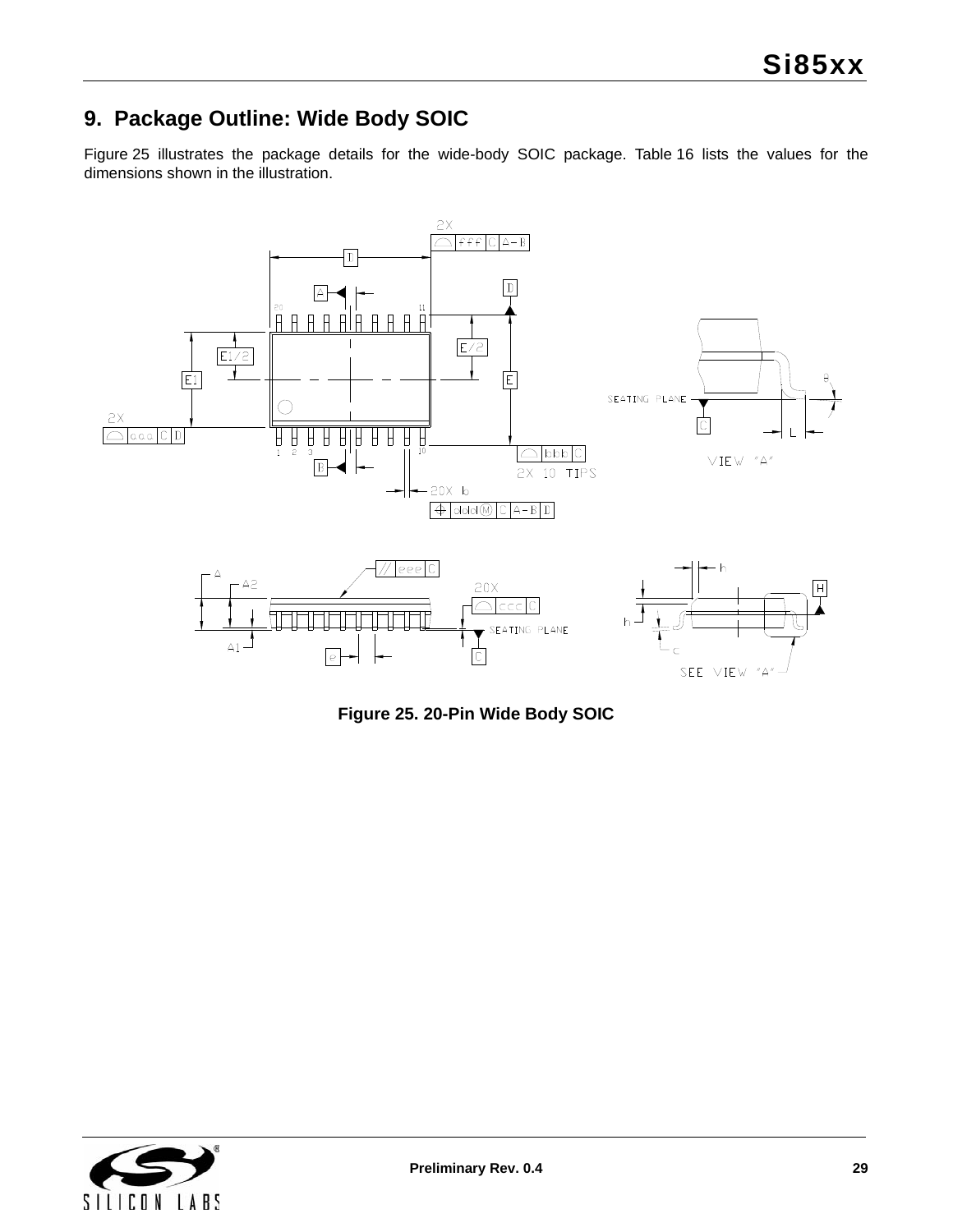## 9. Package Outline: Wide Body SOIC

Figure 25 illustrates the package details for the wide-body SOIC package. Table 16 lists the values for the dimensions shown in the illustration.

**Figure 25. 20-Pin Wide Body SOIC**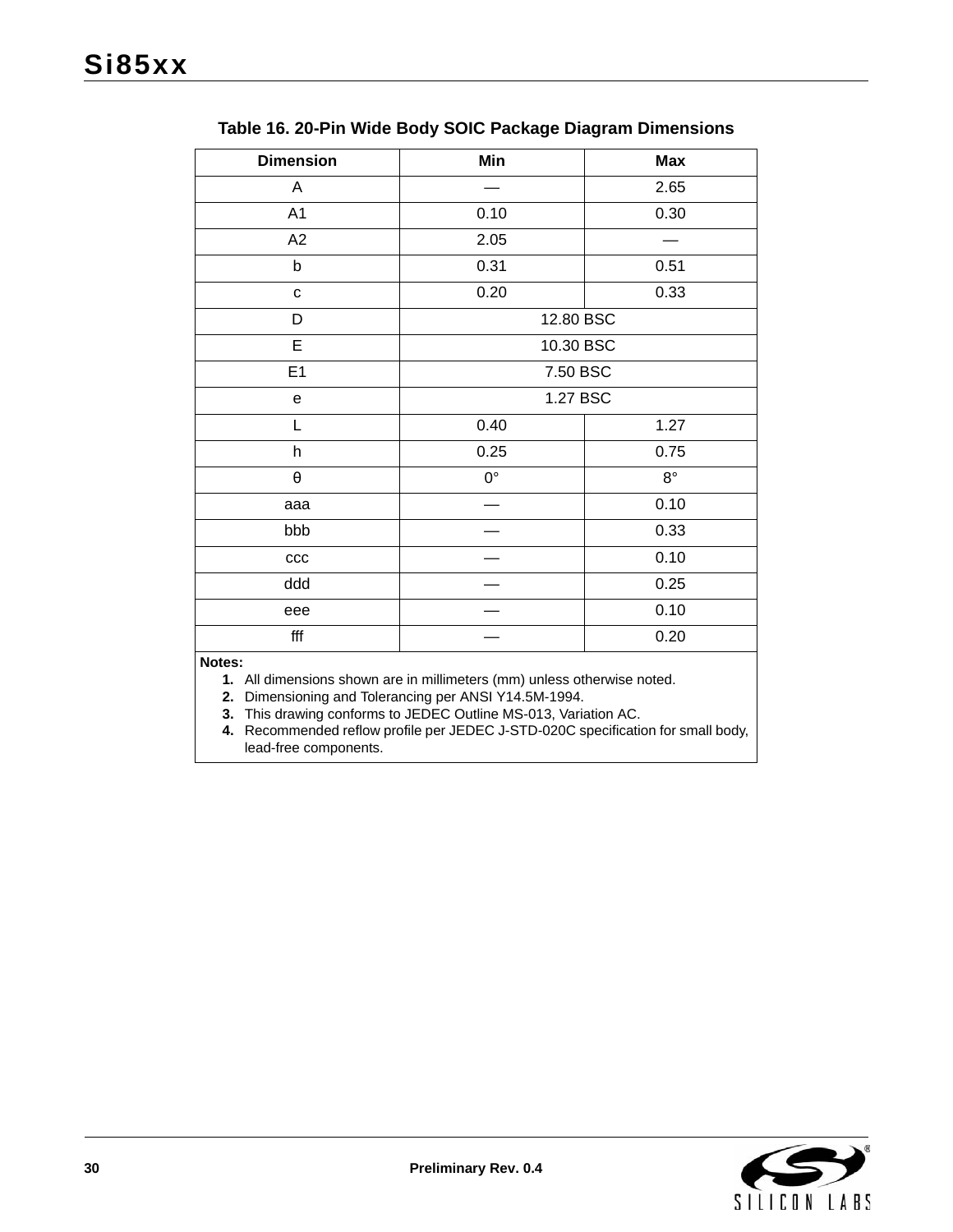**Table 16. 20-Pin Wide Body SOIC Package Diagram Dimensions**

| Dimension | Min | Max |
|---|---|---|
| A | — | 2.65 |
| A1 | 0.10 | 0.30 |
| A2 | 2.05 | — |
| b | 0.31 | 0.51 |
| c | 0.20 | 0.33 |
| D | 12.80 BSC | |
| E | 10.30 BSC | |
| E1 | 7.50 BSC | |
| e | 1.27 BSC | |
| L | 0.40 | 1.27 |
| h | 0.25 | 0.75 |
| θ | 0° | 8° |
| aaa | — | 0.10 |
| bbb | — | 0.33 |
| ccc | — | 0.10 |
| ddd | — | 0.25 |
| eee | — | 0.10 |
| fff | — | 0.20 |

**Notes:**

1. All dimensions shown are in millimeters (mm) unless otherwise noted.
2. Dimensioning and Tolerancing per ANSI Y14.5M-1994.
3. This drawing conforms to JEDEC Outline MS-013, Variation AC.
4. Recommended reflow profile per JEDEC J-STD-020C specification for small body, lead-free components.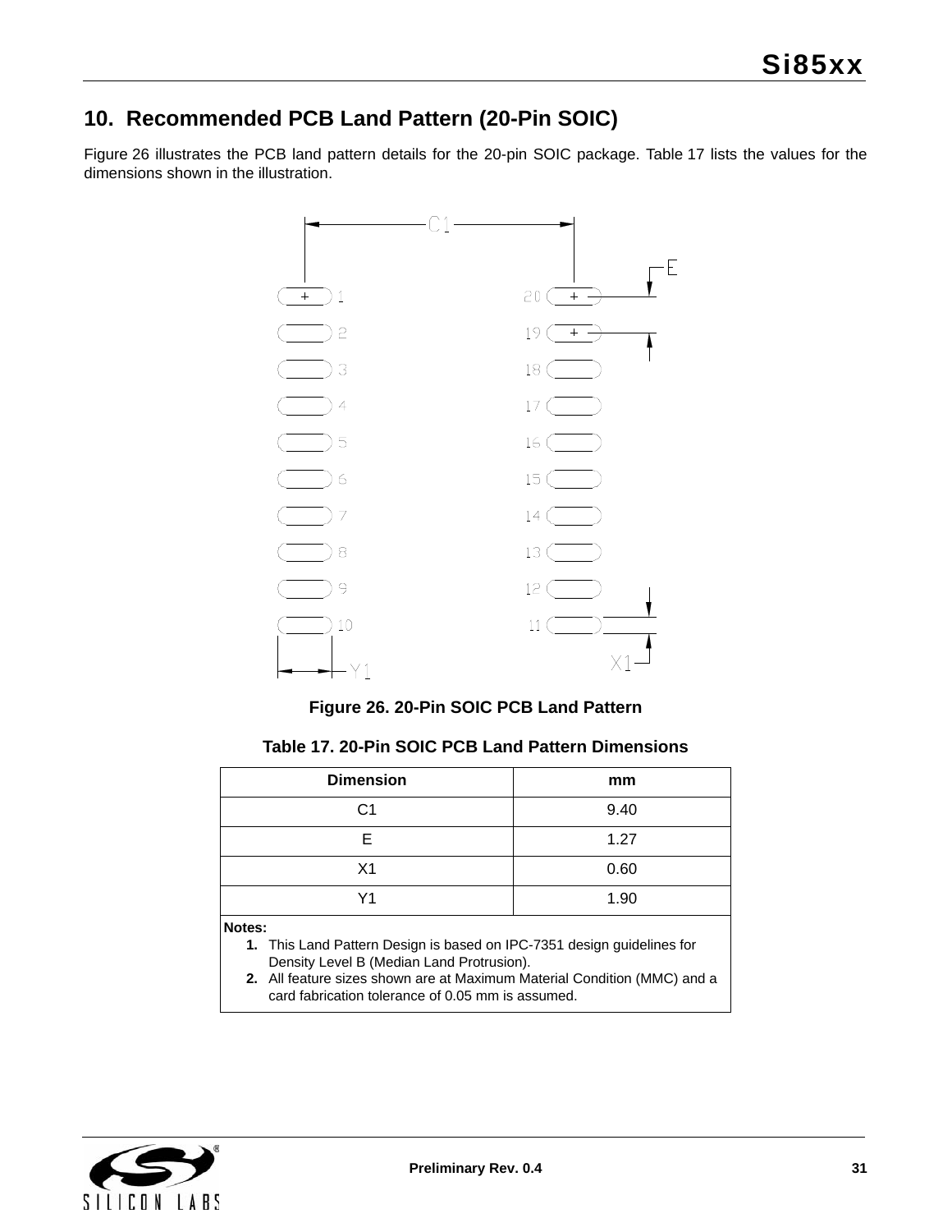## 10. Recommended PCB Land Pattern (20-Pin SOIC)

Figure 26 illustrates the PCB land pattern details for the 20-pin SOIC package. Table 17 lists the values for the dimensions shown in the illustration.

**Figure 26. 20-Pin SOIC PCB Land Pattern**

**Table 17. 20-Pin SOIC PCB Land Pattern Dimensions**

| Dimension | mm |
|---|---|
| C1 | 9.40 |
| E | 1.27 |
| X1 | 0.60 |
| Y1 | 1.90 |

**Notes:**

1. This Land Pattern Design is based on IPC-7351 design guidelines for Density Level B (Median Land Protrusion).
2. All feature sizes shown are at Maximum Material Condition (MMC) and a card fabrication tolerance of 0.05 mm is assumed.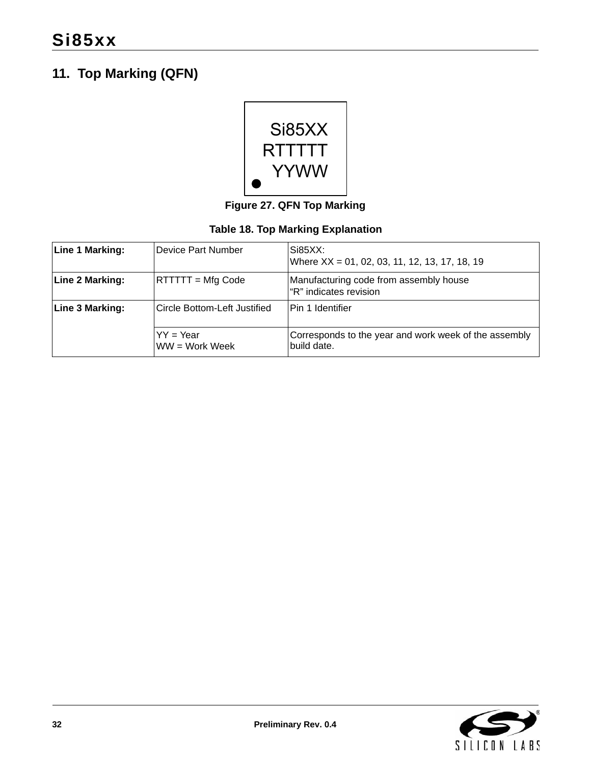## 11. Top Marking (QFN)

Si85XX
RTTTTT
YYWW

**Figure 27. QFN Top Marking**

**Table 18. Top Marking Explanation**

| | | |
|---|---|---|
| **Line 1 Marking:** | Device Part Number | Si85XX:<br>Where XX = 01, 02, 03, 11, 12, 13, 17, 18, 19 |
| **Line 2 Marking:** | RTTTTT = Mfg Code | Manufacturing code from assembly house<br>“R” indicates revision |
| **Line 3 Marking:** | Circle Bottom-Left Justified | Pin 1 Identifier |
| | YY = Year<br>WW = Work Week | Corresponds to the year and work week of the assembly build date. |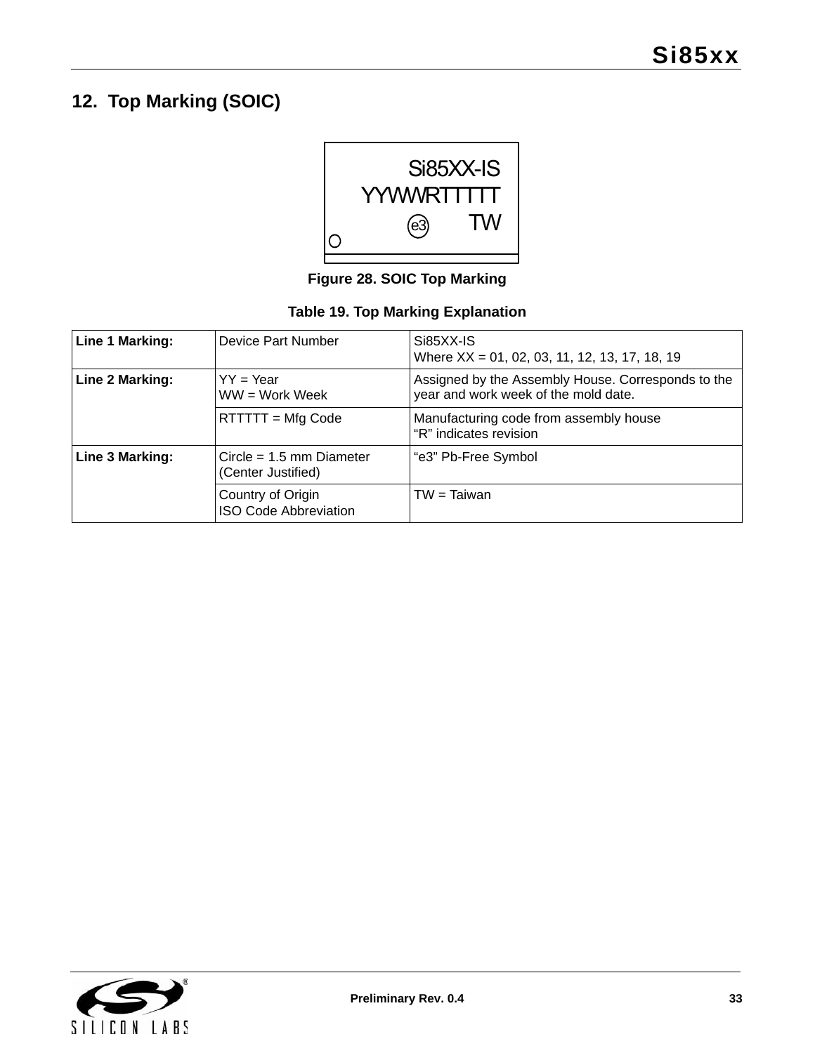## 12. Top Marking (SOIC)

```
              Si85XX-IS
           YYWWRTTTTT
             (e3)     TW
O
```

**Figure 28. SOIC Top Marking**

**Table 19. Top Marking Explanation**

| | | |
|---|---|---|
| **Line 1 Marking:** | Device Part Number | Si85XX-IS<br>Where XX = 01, 02, 03, 11, 12, 13, 17, 18, 19 |
| **Line 2 Marking:** | YY = Year<br>WW = Work Week | Assigned by the Assembly House. Corresponds to the year and work week of the mold date. |
| | RTTTTT = Mfg Code | Manufacturing code from assembly house<br>“R” indicates revision |
| **Line 3 Marking:** | Circle = 1.5 mm Diameter<br>(Center Justified) | “e3” Pb-Free Symbol |
| | Country of Origin<br>ISO Code Abbreviation | TW = Taiwan |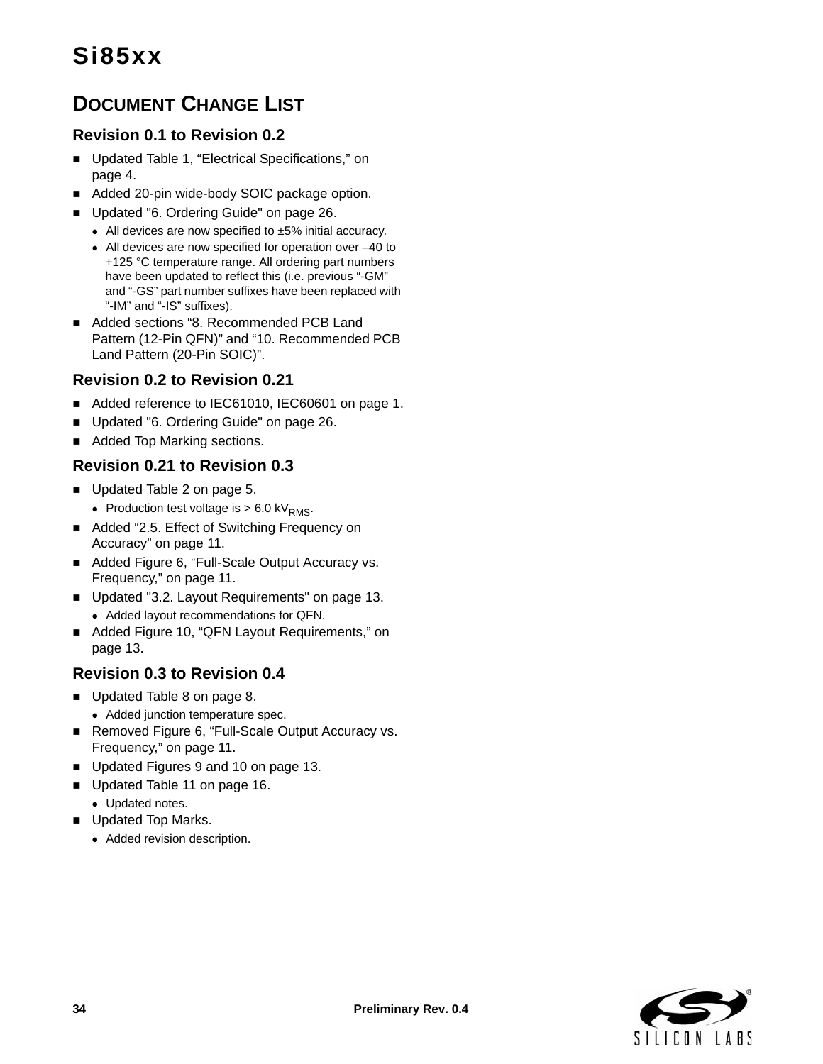# Document Change List

## Revision 0.1 to Revision 0.2

- Updated Table 1, "Electrical Specifications," on page 4.
- Added 20-pin wide-body SOIC package option.
- Updated "6. Ordering Guide" on page 26.
  - All devices are now specified to ±5% initial accuracy.
  - All devices are now specified for operation over –40 to +125 °C temperature range. All ordering part numbers have been updated to reflect this (i.e. previous "-GM" and "-GS" part number suffixes have been replaced with "-IM" and "-IS" suffixes).
- Added sections "8. Recommended PCB Land Pattern (12-Pin QFN)" and "10. Recommended PCB Land Pattern (20-Pin SOIC)".

## Revision 0.2 to Revision 0.21

- Added reference to IEC61010, IEC60601 on page 1.
- Updated "6. Ordering Guide" on page 26.
- Added Top Marking sections.

## Revision 0.21 to Revision 0.3

- Updated Table 2 on page 5.
  - Production test voltage is $\geq$ 6.0 $kV_{RMS}$.
- Added "2.5. Effect of Switching Frequency on Accuracy" on page 11.
- Added Figure 6, "Full-Scale Output Accuracy vs. Frequency," on page 11.
- Updated "3.2. Layout Requirements" on page 13.
  - Added layout recommendations for QFN.
- Added Figure 10, "QFN Layout Requirements," on page 13.

## Revision 0.3 to Revision 0.4

- Updated Table 8 on page 8.
  - Added junction temperature spec.
- Removed Figure 6, "Full-Scale Output Accuracy vs. Frequency," on page 11.
- Updated Figures 9 and 10 on page 13.
- Updated Table 11 on page 16.
  - Updated notes.
- Updated Top Marks.
  - Added revision description.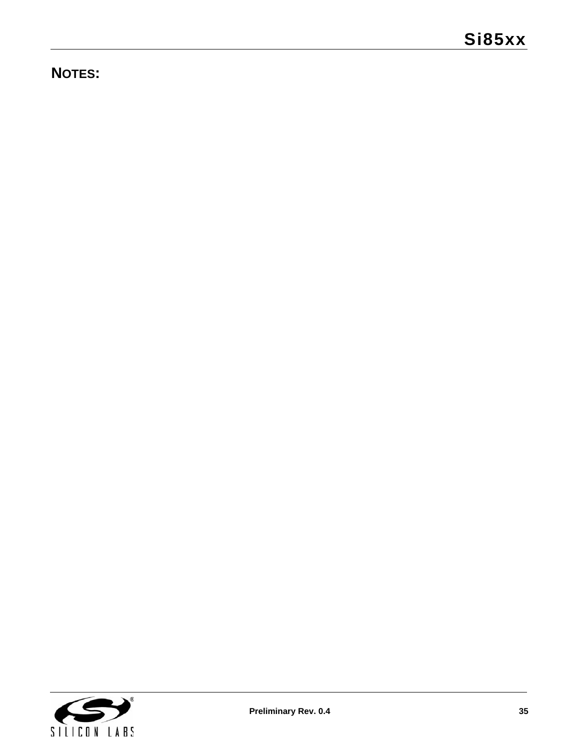## NOTES: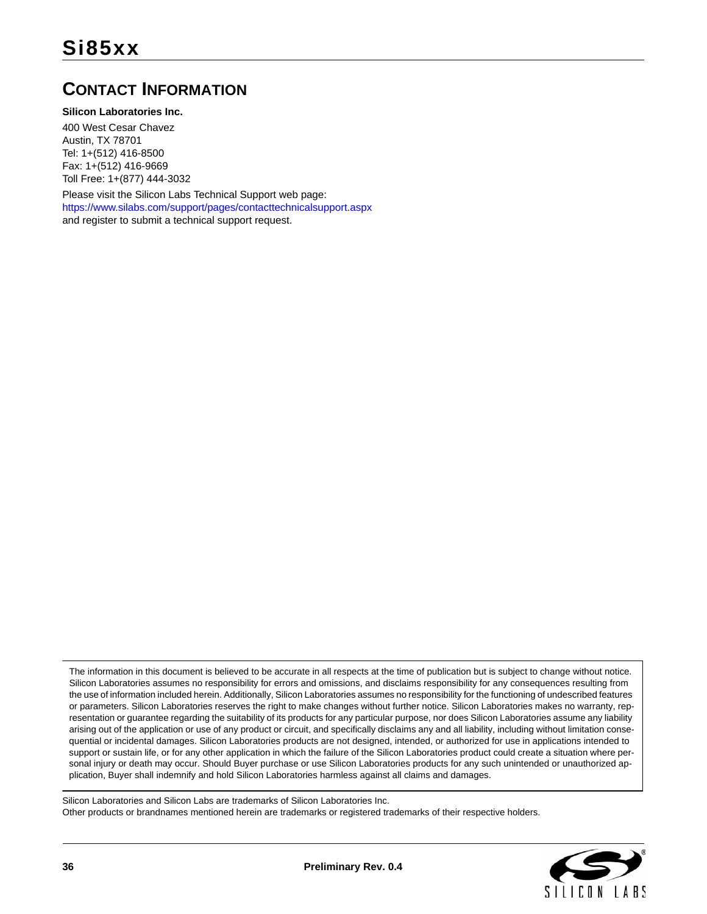## CONTACT INFORMATION

**Silicon Laboratories Inc.**

400 West Cesar Chavez
Austin, TX 78701
Tel: 1+(512) 416-8500
Fax: 1+(512) 416-9669
Toll Free: 1+(877) 444-3032

Please visit the Silicon Labs Technical Support web page:
https://www.silabs.com/support/pages/contacttechnicalsupport.aspx
and register to submit a technical support request.

The information in this document is believed to be accurate in all respects at the time of publication but is subject to change without notice. Silicon Laboratories assumes no responsibility for errors and omissions, and disclaims responsibility for any consequences resulting from the use of information included herein. Additionally, Silicon Laboratories assumes no responsibility for the functioning of undescribed features or parameters. Silicon Laboratories reserves the right to make changes without further notice. Silicon Laboratories makes no warranty, representation or guarantee regarding the suitability of its products for any particular purpose, nor does Silicon Laboratories assume any liability arising out of the application or use of any product or circuit, and specifically disclaims any and all liability, including without limitation consequential or incidental damages. Silicon Laboratories products are not designed, intended, or authorized for use in applications intended to support or sustain life, or for any other application in which the failure of the Silicon Laboratories product could create a situation where personal injury or death may occur. Should Buyer purchase or use Silicon Laboratories products for any such unintended or unauthorized application, Buyer shall indemnify and hold Silicon Laboratories harmless against all claims and damages.

Silicon Laboratories and Silicon Labs are trademarks of Silicon Laboratories Inc.
Other products or brandnames mentioned herein are trademarks or registered trademarks of their respective holders.